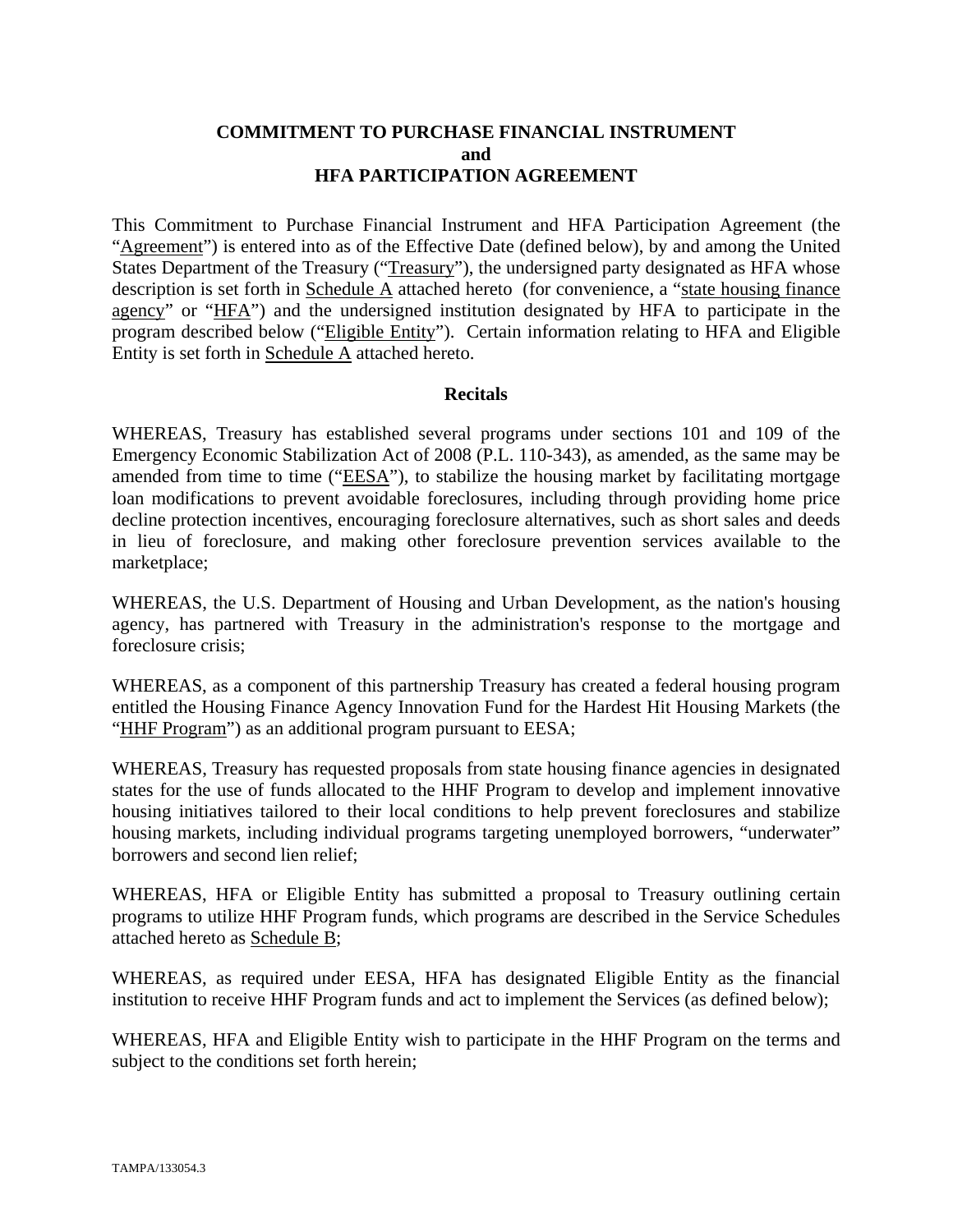# COMMITMENT TO PURCHASE FINANCIAL INSTRUMENT
## and
# HFA PARTICIPATION AGREEMENT

This Commitment to Purchase Financial Instrument and HFA Participation Agreement (the "Agreement") is entered into as of the Effective Date (defined below), by and among the United States Department of the Treasury ("Treasury"), the undersigned party designated as HFA whose description is set forth in Schedule A attached hereto (for convenience, a "state housing finance agency" or "HFA") and the undersigned institution designated by HFA to participate in the program described below ("Eligible Entity"). Certain information relating to HFA and Eligible Entity is set forth in Schedule A attached hereto.

**Recitals**

WHEREAS, Treasury has established several programs under sections 101 and 109 of the Emergency Economic Stabilization Act of 2008 (P.L. 110-343), as amended, as the same may be amended from time to time ("EESA"), to stabilize the housing market by facilitating mortgage loan modifications to prevent avoidable foreclosures, including through providing home price decline protection incentives, encouraging foreclosure alternatives, such as short sales and deeds in lieu of foreclosure, and making other foreclosure prevention services available to the marketplace;

WHEREAS, the U.S. Department of Housing and Urban Development, as the nation's housing agency, has partnered with Treasury in the administration's response to the mortgage and foreclosure crisis;

WHEREAS, as a component of this partnership Treasury has created a federal housing program entitled the Housing Finance Agency Innovation Fund for the Hardest Hit Housing Markets (the "HHF Program") as an additional program pursuant to EESA;

WHEREAS, Treasury has requested proposals from state housing finance agencies in designated states for the use of funds allocated to the HHF Program to develop and implement innovative housing initiatives tailored to their local conditions to help prevent foreclosures and stabilize housing markets, including individual programs targeting unemployed borrowers, "underwater" borrowers and second lien relief;

WHEREAS, HFA or Eligible Entity has submitted a proposal to Treasury outlining certain programs to utilize HHF Program funds, which programs are described in the Service Schedules attached hereto as Schedule B;

WHEREAS, as required under EESA, HFA has designated Eligible Entity as the financial institution to receive HHF Program funds and act to implement the Services (as defined below);

WHEREAS, HFA and Eligible Entity wish to participate in the HHF Program on the terms and subject to the conditions set forth herein;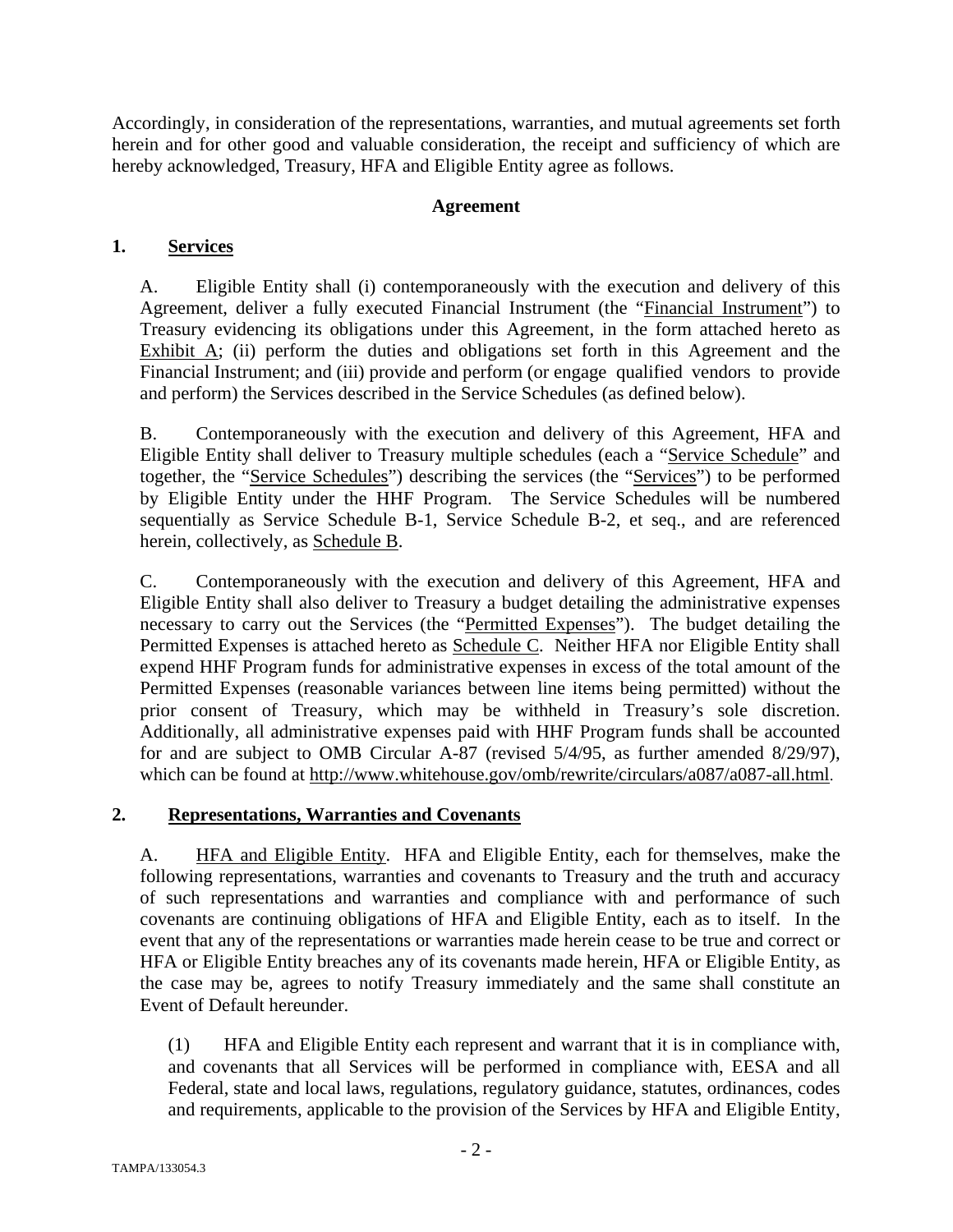Accordingly, in consideration of the representations, warranties, and mutual agreements set forth herein and for other good and valuable consideration, the receipt and sufficiency of which are hereby acknowledged, Treasury, HFA and Eligible Entity agree as follows.

**Agreement**

## 1. Services

A. Eligible Entity shall (i) contemporaneously with the execution and delivery of this Agreement, deliver a fully executed Financial Instrument (the "Financial Instrument") to Treasury evidencing its obligations under this Agreement, in the form attached hereto as Exhibit A; (ii) perform the duties and obligations set forth in this Agreement and the Financial Instrument; and (iii) provide and perform (or engage qualified vendors to provide and perform) the Services described in the Service Schedules (as defined below).

B. Contemporaneously with the execution and delivery of this Agreement, HFA and Eligible Entity shall deliver to Treasury multiple schedules (each a "Service Schedule" and together, the "Service Schedules") describing the services (the "Services") to be performed by Eligible Entity under the HHF Program. The Service Schedules will be numbered sequentially as Service Schedule B-1, Service Schedule B-2, et seq., and are referenced herein, collectively, as Schedule B.

C. Contemporaneously with the execution and delivery of this Agreement, HFA and Eligible Entity shall also deliver to Treasury a budget detailing the administrative expenses necessary to carry out the Services (the "Permitted Expenses"). The budget detailing the Permitted Expenses is attached hereto as Schedule C. Neither HFA nor Eligible Entity shall expend HHF Program funds for administrative expenses in excess of the total amount of the Permitted Expenses (reasonable variances between line items being permitted) without the prior consent of Treasury, which may be withheld in Treasury's sole discretion. Additionally, all administrative expenses paid with HHF Program funds shall be accounted for and are subject to OMB Circular A-87 (revised 5/4/95, as further amended 8/29/97), which can be found at http://www.whitehouse.gov/omb/rewrite/circulars/a087/a087-all.html.

## 2. Representations, Warranties and Covenants

A. HFA and Eligible Entity. HFA and Eligible Entity, each for themselves, make the following representations, warranties and covenants to Treasury and the truth and accuracy of such representations and warranties and compliance with and performance of such covenants are continuing obligations of HFA and Eligible Entity, each as to itself. In the event that any of the representations or warranties made herein cease to be true and correct or HFA or Eligible Entity breaches any of its covenants made herein, HFA or Eligible Entity, as the case may be, agrees to notify Treasury immediately and the same shall constitute an Event of Default hereunder.

(1) HFA and Eligible Entity each represent and warrant that it is in compliance with, and covenants that all Services will be performed in compliance with, EESA and all Federal, state and local laws, regulations, regulatory guidance, statutes, ordinances, codes and requirements, applicable to the provision of the Services by HFA and Eligible Entity,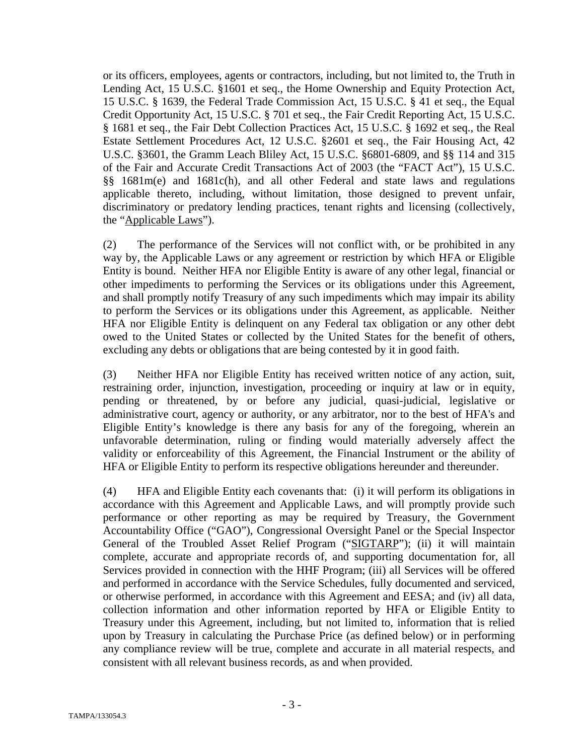or its officers, employees, agents or contractors, including, but not limited to, the Truth in Lending Act, 15 U.S.C. §1601 et seq., the Home Ownership and Equity Protection Act, 15 U.S.C. § 1639, the Federal Trade Commission Act, 15 U.S.C. § 41 et seq., the Equal Credit Opportunity Act, 15 U.S.C. § 701 et seq., the Fair Credit Reporting Act, 15 U.S.C. § 1681 et seq., the Fair Debt Collection Practices Act, 15 U.S.C. § 1692 et seq., the Real Estate Settlement Procedures Act, 12 U.S.C. §2601 et seq., the Fair Housing Act, 42 U.S.C. §3601, the Gramm Leach Bliley Act, 15 U.S.C. §6801-6809, and §§ 114 and 315 of the Fair and Accurate Credit Transactions Act of 2003 (the "FACT Act"), 15 U.S.C. §§ 1681m(e) and 1681c(h), and all other Federal and state laws and regulations applicable thereto, including, without limitation, those designed to prevent unfair, discriminatory or predatory lending practices, tenant rights and licensing (collectively, the "Applicable Laws").

(2) The performance of the Services will not conflict with, or be prohibited in any way by, the Applicable Laws or any agreement or restriction by which HFA or Eligible Entity is bound. Neither HFA nor Eligible Entity is aware of any other legal, financial or other impediments to performing the Services or its obligations under this Agreement, and shall promptly notify Treasury of any such impediments which may impair its ability to perform the Services or its obligations under this Agreement, as applicable. Neither HFA nor Eligible Entity is delinquent on any Federal tax obligation or any other debt owed to the United States or collected by the United States for the benefit of others, excluding any debts or obligations that are being contested by it in good faith.

(3) Neither HFA nor Eligible Entity has received written notice of any action, suit, restraining order, injunction, investigation, proceeding or inquiry at law or in equity, pending or threatened, by or before any judicial, quasi-judicial, legislative or administrative court, agency or authority, or any arbitrator, nor to the best of HFA's and Eligible Entity's knowledge is there any basis for any of the foregoing, wherein an unfavorable determination, ruling or finding would materially adversely affect the validity or enforceability of this Agreement, the Financial Instrument or the ability of HFA or Eligible Entity to perform its respective obligations hereunder and thereunder.

(4) HFA and Eligible Entity each covenants that: (i) it will perform its obligations in accordance with this Agreement and Applicable Laws, and will promptly provide such performance or other reporting as may be required by Treasury, the Government Accountability Office ("GAO"), Congressional Oversight Panel or the Special Inspector General of the Troubled Asset Relief Program ("SIGTARP"); (ii) it will maintain complete, accurate and appropriate records of, and supporting documentation for, all Services provided in connection with the HHF Program; (iii) all Services will be offered and performed in accordance with the Service Schedules, fully documented and serviced, or otherwise performed, in accordance with this Agreement and EESA; and (iv) all data, collection information and other information reported by HFA or Eligible Entity to Treasury under this Agreement, including, but not limited to, information that is relied upon by Treasury in calculating the Purchase Price (as defined below) or in performing any compliance review will be true, complete and accurate in all material respects, and consistent with all relevant business records, as and when provided.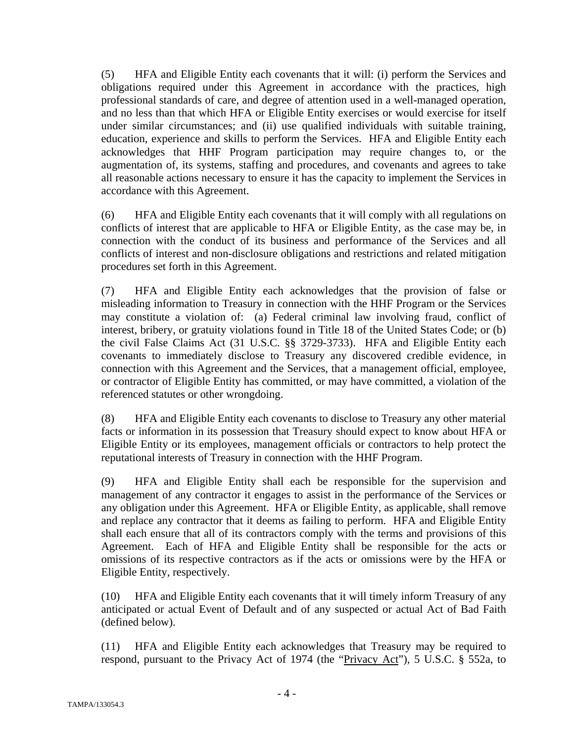(5) HFA and Eligible Entity each covenants that it will: (i) perform the Services and obligations required under this Agreement in accordance with the practices, high professional standards of care, and degree of attention used in a well-managed operation, and no less than that which HFA or Eligible Entity exercises or would exercise for itself under similar circumstances; and (ii) use qualified individuals with suitable training, education, experience and skills to perform the Services. HFA and Eligible Entity each acknowledges that HHF Program participation may require changes to, or the augmentation of, its systems, staffing and procedures, and covenants and agrees to take all reasonable actions necessary to ensure it has the capacity to implement the Services in accordance with this Agreement.

(6) HFA and Eligible Entity each covenants that it will comply with all regulations on conflicts of interest that are applicable to HFA or Eligible Entity, as the case may be, in connection with the conduct of its business and performance of the Services and all conflicts of interest and non-disclosure obligations and restrictions and related mitigation procedures set forth in this Agreement.

(7) HFA and Eligible Entity each acknowledges that the provision of false or misleading information to Treasury in connection with the HHF Program or the Services may constitute a violation of: (a) Federal criminal law involving fraud, conflict of interest, bribery, or gratuity violations found in Title 18 of the United States Code; or (b) the civil False Claims Act (31 U.S.C. §§ 3729-3733). HFA and Eligible Entity each covenants to immediately disclose to Treasury any discovered credible evidence, in connection with this Agreement and the Services, that a management official, employee, or contractor of Eligible Entity has committed, or may have committed, a violation of the referenced statutes or other wrongdoing.

(8) HFA and Eligible Entity each covenants to disclose to Treasury any other material facts or information in its possession that Treasury should expect to know about HFA or Eligible Entity or its employees, management officials or contractors to help protect the reputational interests of Treasury in connection with the HHF Program.

(9) HFA and Eligible Entity shall each be responsible for the supervision and management of any contractor it engages to assist in the performance of the Services or any obligation under this Agreement. HFA or Eligible Entity, as applicable, shall remove and replace any contractor that it deems as failing to perform. HFA and Eligible Entity shall each ensure that all of its contractors comply with the terms and provisions of this Agreement. Each of HFA and Eligible Entity shall be responsible for the acts or omissions of its respective contractors as if the acts or omissions were by the HFA or Eligible Entity, respectively.

(10) HFA and Eligible Entity each covenants that it will timely inform Treasury of any anticipated or actual Event of Default and of any suspected or actual Act of Bad Faith (defined below).

(11) HFA and Eligible Entity each acknowledges that Treasury may be required to respond, pursuant to the Privacy Act of 1974 (the "Privacy Act"), 5 U.S.C. § 552a, to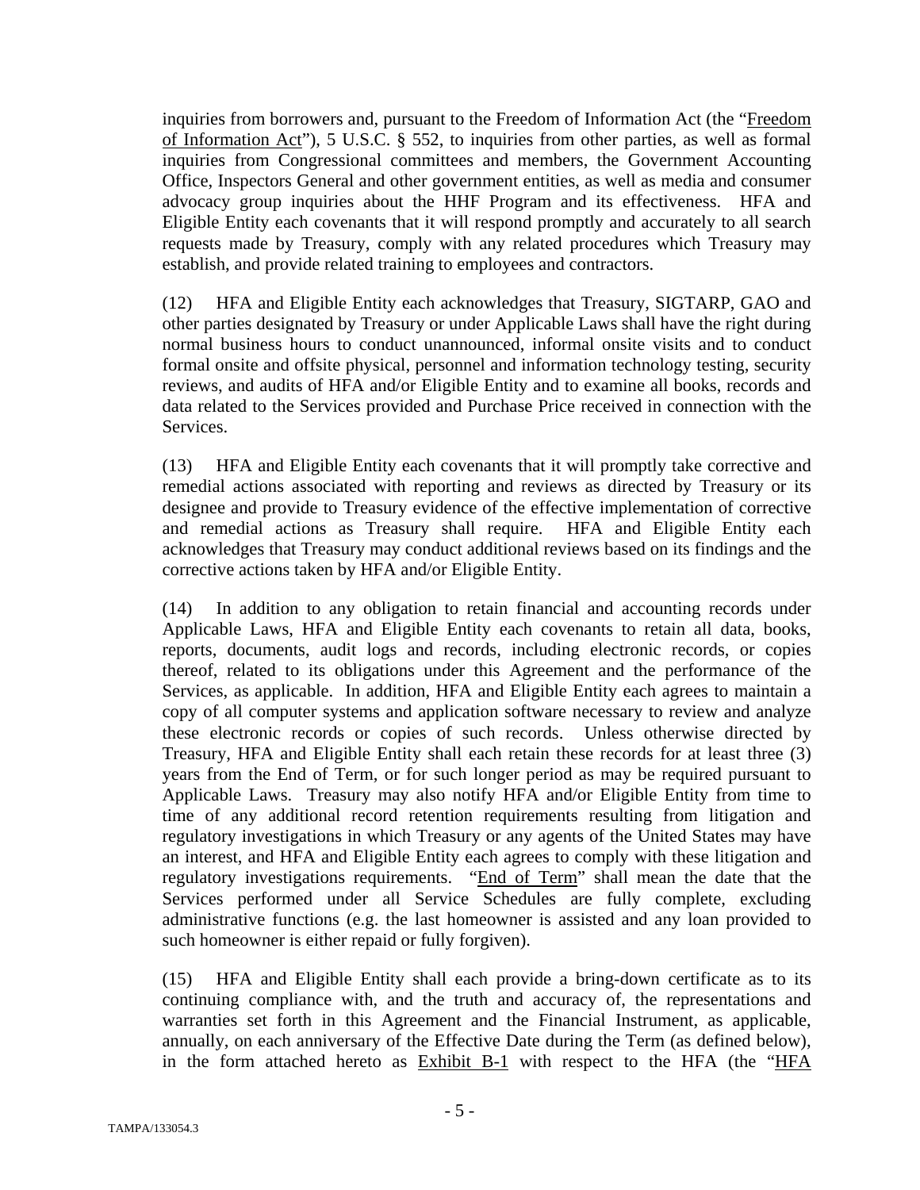inquiries from borrowers and, pursuant to the Freedom of Information Act (the "Freedom of Information Act"), 5 U.S.C. § 552, to inquiries from other parties, as well as formal inquiries from Congressional committees and members, the Government Accounting Office, Inspectors General and other government entities, as well as media and consumer advocacy group inquiries about the HHF Program and its effectiveness. HFA and Eligible Entity each covenants that it will respond promptly and accurately to all search requests made by Treasury, comply with any related procedures which Treasury may establish, and provide related training to employees and contractors.

(12) HFA and Eligible Entity each acknowledges that Treasury, SIGTARP, GAO and other parties designated by Treasury or under Applicable Laws shall have the right during normal business hours to conduct unannounced, informal onsite visits and to conduct formal onsite and offsite physical, personnel and information technology testing, security reviews, and audits of HFA and/or Eligible Entity and to examine all books, records and data related to the Services provided and Purchase Price received in connection with the Services.

(13) HFA and Eligible Entity each covenants that it will promptly take corrective and remedial actions associated with reporting and reviews as directed by Treasury or its designee and provide to Treasury evidence of the effective implementation of corrective and remedial actions as Treasury shall require. HFA and Eligible Entity each acknowledges that Treasury may conduct additional reviews based on its findings and the corrective actions taken by HFA and/or Eligible Entity.

(14) In addition to any obligation to retain financial and accounting records under Applicable Laws, HFA and Eligible Entity each covenants to retain all data, books, reports, documents, audit logs and records, including electronic records, or copies thereof, related to its obligations under this Agreement and the performance of the Services, as applicable. In addition, HFA and Eligible Entity each agrees to maintain a copy of all computer systems and application software necessary to review and analyze these electronic records or copies of such records. Unless otherwise directed by Treasury, HFA and Eligible Entity shall each retain these records for at least three (3) years from the End of Term, or for such longer period as may be required pursuant to Applicable Laws. Treasury may also notify HFA and/or Eligible Entity from time to time of any additional record retention requirements resulting from litigation and regulatory investigations in which Treasury or any agents of the United States may have an interest, and HFA and Eligible Entity each agrees to comply with these litigation and regulatory investigations requirements. "End of Term" shall mean the date that the Services performed under all Service Schedules are fully complete, excluding administrative functions (e.g. the last homeowner is assisted and any loan provided to such homeowner is either repaid or fully forgiven).

(15) HFA and Eligible Entity shall each provide a bring-down certificate as to its continuing compliance with, and the truth and accuracy of, the representations and warranties set forth in this Agreement and the Financial Instrument, as applicable, annually, on each anniversary of the Effective Date during the Term (as defined below), in the form attached hereto as Exhibit B-1 with respect to the HFA (the "HFA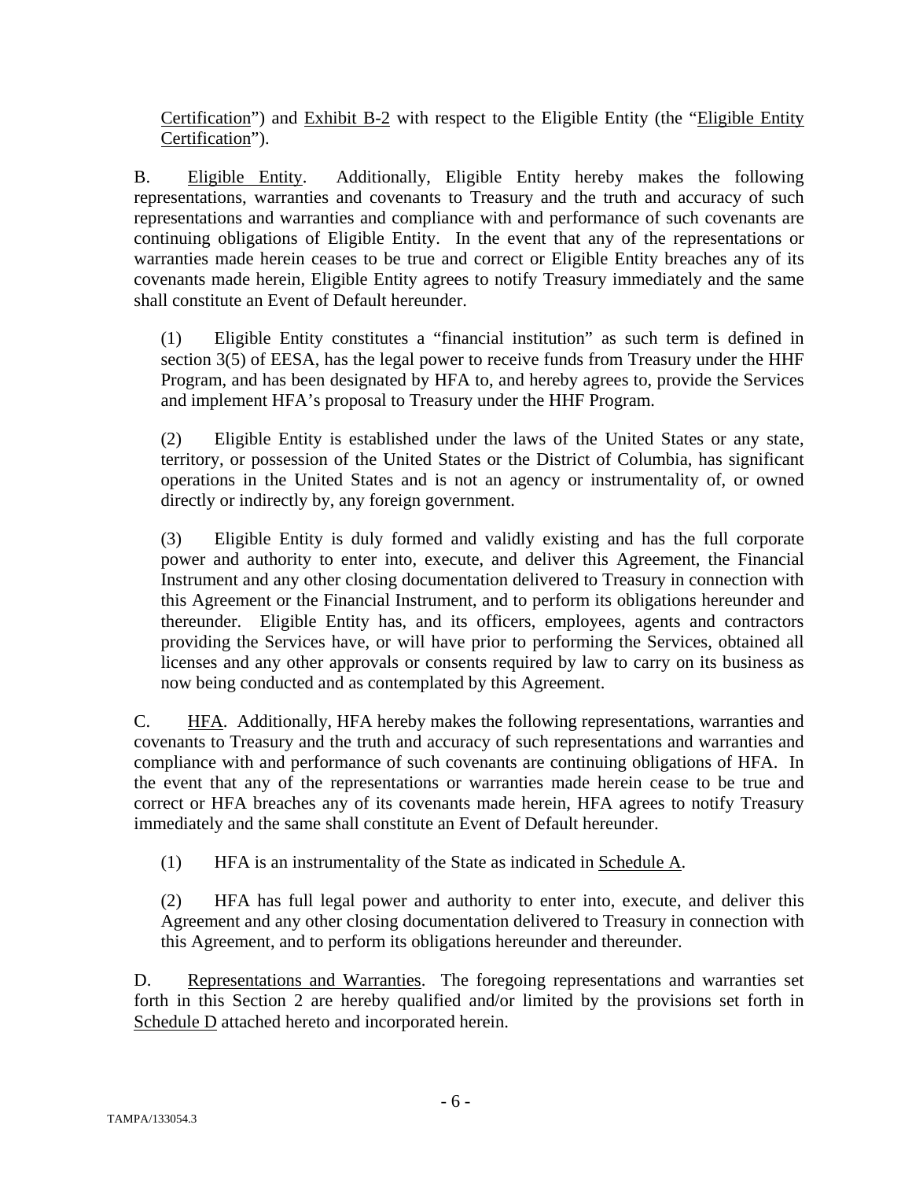Certification") and Exhibit B-2 with respect to the Eligible Entity (the "Eligible Entity Certification").

B. Eligible Entity. Additionally, Eligible Entity hereby makes the following representations, warranties and covenants to Treasury and the truth and accuracy of such representations and warranties and compliance with and performance of such covenants are continuing obligations of Eligible Entity. In the event that any of the representations or warranties made herein ceases to be true and correct or Eligible Entity breaches any of its covenants made herein, Eligible Entity agrees to notify Treasury immediately and the same shall constitute an Event of Default hereunder.

(1) Eligible Entity constitutes a "financial institution" as such term is defined in section 3(5) of EESA, has the legal power to receive funds from Treasury under the HHF Program, and has been designated by HFA to, and hereby agrees to, provide the Services and implement HFA's proposal to Treasury under the HHF Program.

(2) Eligible Entity is established under the laws of the United States or any state, territory, or possession of the United States or the District of Columbia, has significant operations in the United States and is not an agency or instrumentality of, or owned directly or indirectly by, any foreign government.

(3) Eligible Entity is duly formed and validly existing and has the full corporate power and authority to enter into, execute, and deliver this Agreement, the Financial Instrument and any other closing documentation delivered to Treasury in connection with this Agreement or the Financial Instrument, and to perform its obligations hereunder and thereunder. Eligible Entity has, and its officers, employees, agents and contractors providing the Services have, or will have prior to performing the Services, obtained all licenses and any other approvals or consents required by law to carry on its business as now being conducted and as contemplated by this Agreement.

C. HFA. Additionally, HFA hereby makes the following representations, warranties and covenants to Treasury and the truth and accuracy of such representations and warranties and compliance with and performance of such covenants are continuing obligations of HFA. In the event that any of the representations or warranties made herein cease to be true and correct or HFA breaches any of its covenants made herein, HFA agrees to notify Treasury immediately and the same shall constitute an Event of Default hereunder.

(1) HFA is an instrumentality of the State as indicated in Schedule A.

(2) HFA has full legal power and authority to enter into, execute, and deliver this Agreement and any other closing documentation delivered to Treasury in connection with this Agreement, and to perform its obligations hereunder and thereunder.

D. Representations and Warranties. The foregoing representations and warranties set forth in this Section 2 are hereby qualified and/or limited by the provisions set forth in Schedule D attached hereto and incorporated herein.

TAMPA/133054.3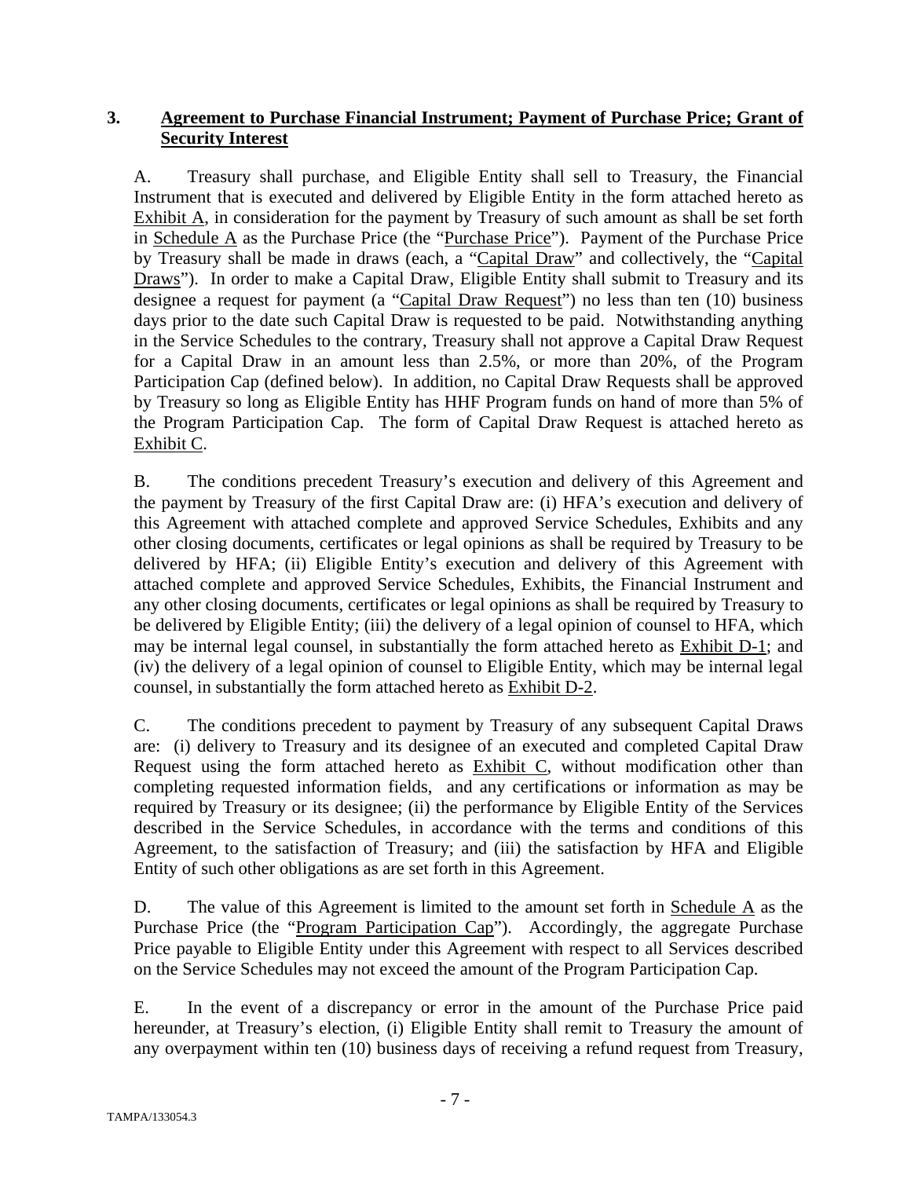## 3. Agreement to Purchase Financial Instrument; Payment of Purchase Price; Grant of Security Interest

A. Treasury shall purchase, and Eligible Entity shall sell to Treasury, the Financial Instrument that is executed and delivered by Eligible Entity in the form attached hereto as Exhibit A, in consideration for the payment by Treasury of such amount as shall be set forth in Schedule A as the Purchase Price (the "Purchase Price"). Payment of the Purchase Price by Treasury shall be made in draws (each, a "Capital Draw" and collectively, the "Capital Draws"). In order to make a Capital Draw, Eligible Entity shall submit to Treasury and its designee a request for payment (a "Capital Draw Request") no less than ten (10) business days prior to the date such Capital Draw is requested to be paid. Notwithstanding anything in the Service Schedules to the contrary, Treasury shall not approve a Capital Draw Request for a Capital Draw in an amount less than 2.5%, or more than 20%, of the Program Participation Cap (defined below). In addition, no Capital Draw Requests shall be approved by Treasury so long as Eligible Entity has HHF Program funds on hand of more than 5% of the Program Participation Cap. The form of Capital Draw Request is attached hereto as Exhibit C.

B. The conditions precedent Treasury's execution and delivery of this Agreement and the payment by Treasury of the first Capital Draw are: (i) HFA's execution and delivery of this Agreement with attached complete and approved Service Schedules, Exhibits and any other closing documents, certificates or legal opinions as shall be required by Treasury to be delivered by HFA; (ii) Eligible Entity's execution and delivery of this Agreement with attached complete and approved Service Schedules, Exhibits, the Financial Instrument and any other closing documents, certificates or legal opinions as shall be required by Treasury to be delivered by Eligible Entity; (iii) the delivery of a legal opinion of counsel to HFA, which may be internal legal counsel, in substantially the form attached hereto as Exhibit D-1; and (iv) the delivery of a legal opinion of counsel to Eligible Entity, which may be internal legal counsel, in substantially the form attached hereto as Exhibit D-2.

C. The conditions precedent to payment by Treasury of any subsequent Capital Draws are: (i) delivery to Treasury and its designee of an executed and completed Capital Draw Request using the form attached hereto as Exhibit C, without modification other than completing requested information fields, and any certifications or information as may be required by Treasury or its designee; (ii) the performance by Eligible Entity of the Services described in the Service Schedules, in accordance with the terms and conditions of this Agreement, to the satisfaction of Treasury; and (iii) the satisfaction by HFA and Eligible Entity of such other obligations as are set forth in this Agreement.

D. The value of this Agreement is limited to the amount set forth in Schedule A as the Purchase Price (the "Program Participation Cap"). Accordingly, the aggregate Purchase Price payable to Eligible Entity under this Agreement with respect to all Services described on the Service Schedules may not exceed the amount of the Program Participation Cap.

E. In the event of a discrepancy or error in the amount of the Purchase Price paid hereunder, at Treasury's election, (i) Eligible Entity shall remit to Treasury the amount of any overpayment within ten (10) business days of receiving a refund request from Treasury,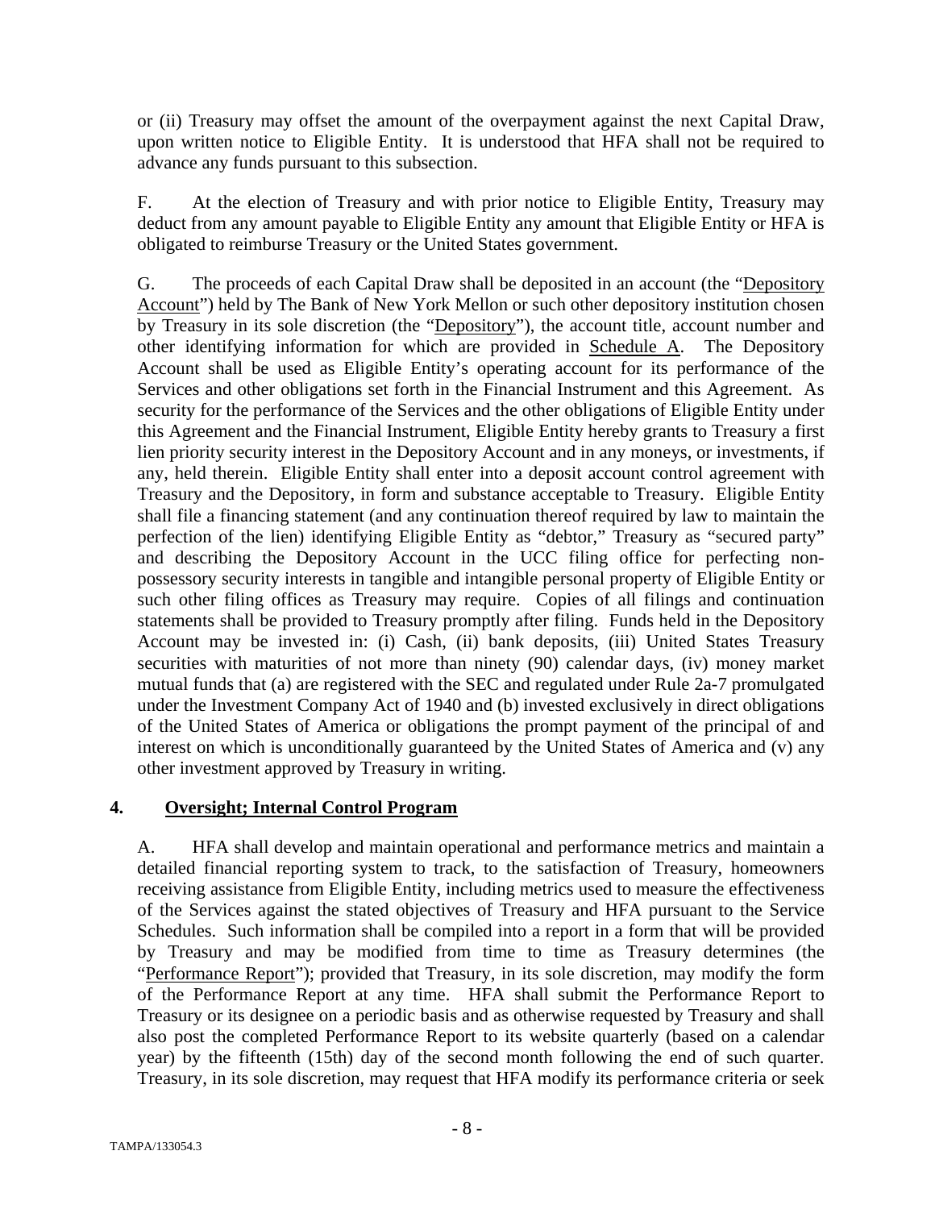or (ii) Treasury may offset the amount of the overpayment against the next Capital Draw, upon written notice to Eligible Entity. It is understood that HFA shall not be required to advance any funds pursuant to this subsection.

F. At the election of Treasury and with prior notice to Eligible Entity, Treasury may deduct from any amount payable to Eligible Entity any amount that Eligible Entity or HFA is obligated to reimburse Treasury or the United States government.

G. The proceeds of each Capital Draw shall be deposited in an account (the "Depository Account") held by The Bank of New York Mellon or such other depository institution chosen by Treasury in its sole discretion (the "Depository"), the account title, account number and other identifying information for which are provided in Schedule A. The Depository Account shall be used as Eligible Entity's operating account for its performance of the Services and other obligations set forth in the Financial Instrument and this Agreement. As security for the performance of the Services and the other obligations of Eligible Entity under this Agreement and the Financial Instrument, Eligible Entity hereby grants to Treasury a first lien priority security interest in the Depository Account and in any moneys, or investments, if any, held therein. Eligible Entity shall enter into a deposit account control agreement with Treasury and the Depository, in form and substance acceptable to Treasury. Eligible Entity shall file a financing statement (and any continuation thereof required by law to maintain the perfection of the lien) identifying Eligible Entity as "debtor," Treasury as "secured party" and describing the Depository Account in the UCC filing office for perfecting non-possessory security interests in tangible and intangible personal property of Eligible Entity or such other filing offices as Treasury may require. Copies of all filings and continuation statements shall be provided to Treasury promptly after filing. Funds held in the Depository Account may be invested in: (i) Cash, (ii) bank deposits, (iii) United States Treasury securities with maturities of not more than ninety (90) calendar days, (iv) money market mutual funds that (a) are registered with the SEC and regulated under Rule 2a-7 promulgated under the Investment Company Act of 1940 and (b) invested exclusively in direct obligations of the United States of America or obligations the prompt payment of the principal of and interest on which is unconditionally guaranteed by the United States of America and (v) any other investment approved by Treasury in writing.

## 4. Oversight; Internal Control Program

A. HFA shall develop and maintain operational and performance metrics and maintain a detailed financial reporting system to track, to the satisfaction of Treasury, homeowners receiving assistance from Eligible Entity, including metrics used to measure the effectiveness of the Services against the stated objectives of Treasury and HFA pursuant to the Service Schedules. Such information shall be compiled into a report in a form that will be provided by Treasury and may be modified from time to time as Treasury determines (the "Performance Report"); provided that Treasury, in its sole discretion, may modify the form of the Performance Report at any time. HFA shall submit the Performance Report to Treasury or its designee on a periodic basis and as otherwise requested by Treasury and shall also post the completed Performance Report to its website quarterly (based on a calendar year) by the fifteenth (15th) day of the second month following the end of such quarter. Treasury, in its sole discretion, may request that HFA modify its performance criteria or seek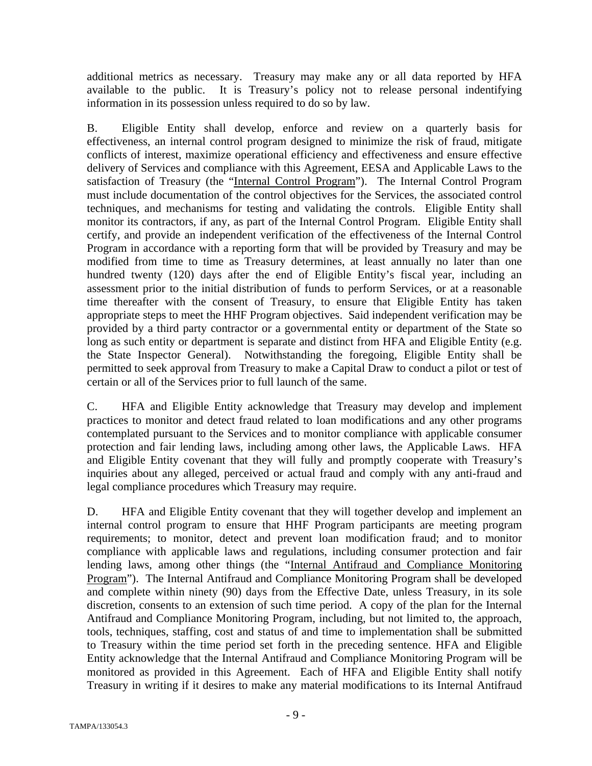additional metrics as necessary. Treasury may make any or all data reported by HFA available to the public. It is Treasury's policy not to release personal indentifying information in its possession unless required to do so by law.

B. Eligible Entity shall develop, enforce and review on a quarterly basis for effectiveness, an internal control program designed to minimize the risk of fraud, mitigate conflicts of interest, maximize operational efficiency and effectiveness and ensure effective delivery of Services and compliance with this Agreement, EESA and Applicable Laws to the satisfaction of Treasury (the "Internal Control Program"). The Internal Control Program must include documentation of the control objectives for the Services, the associated control techniques, and mechanisms for testing and validating the controls. Eligible Entity shall monitor its contractors, if any, as part of the Internal Control Program. Eligible Entity shall certify, and provide an independent verification of the effectiveness of the Internal Control Program in accordance with a reporting form that will be provided by Treasury and may be modified from time to time as Treasury determines, at least annually no later than one hundred twenty (120) days after the end of Eligible Entity's fiscal year, including an assessment prior to the initial distribution of funds to perform Services, or at a reasonable time thereafter with the consent of Treasury, to ensure that Eligible Entity has taken appropriate steps to meet the HHF Program objectives. Said independent verification may be provided by a third party contractor or a governmental entity or department of the State so long as such entity or department is separate and distinct from HFA and Eligible Entity (e.g. the State Inspector General). Notwithstanding the foregoing, Eligible Entity shall be permitted to seek approval from Treasury to make a Capital Draw to conduct a pilot or test of certain or all of the Services prior to full launch of the same.

C. HFA and Eligible Entity acknowledge that Treasury may develop and implement practices to monitor and detect fraud related to loan modifications and any other programs contemplated pursuant to the Services and to monitor compliance with applicable consumer protection and fair lending laws, including among other laws, the Applicable Laws. HFA and Eligible Entity covenant that they will fully and promptly cooperate with Treasury's inquiries about any alleged, perceived or actual fraud and comply with any anti-fraud and legal compliance procedures which Treasury may require.

D. HFA and Eligible Entity covenant that they will together develop and implement an internal control program to ensure that HHF Program participants are meeting program requirements; to monitor, detect and prevent loan modification fraud; and to monitor compliance with applicable laws and regulations, including consumer protection and fair lending laws, among other things (the "Internal Antifraud and Compliance Monitoring Program"). The Internal Antifraud and Compliance Monitoring Program shall be developed and complete within ninety (90) days from the Effective Date, unless Treasury, in its sole discretion, consents to an extension of such time period. A copy of the plan for the Internal Antifraud and Compliance Monitoring Program, including, but not limited to, the approach, tools, techniques, staffing, cost and status of and time to implementation shall be submitted to Treasury within the time period set forth in the preceding sentence. HFA and Eligible Entity acknowledge that the Internal Antifraud and Compliance Monitoring Program will be monitored as provided in this Agreement. Each of HFA and Eligible Entity shall notify Treasury in writing if it desires to make any material modifications to its Internal Antifraud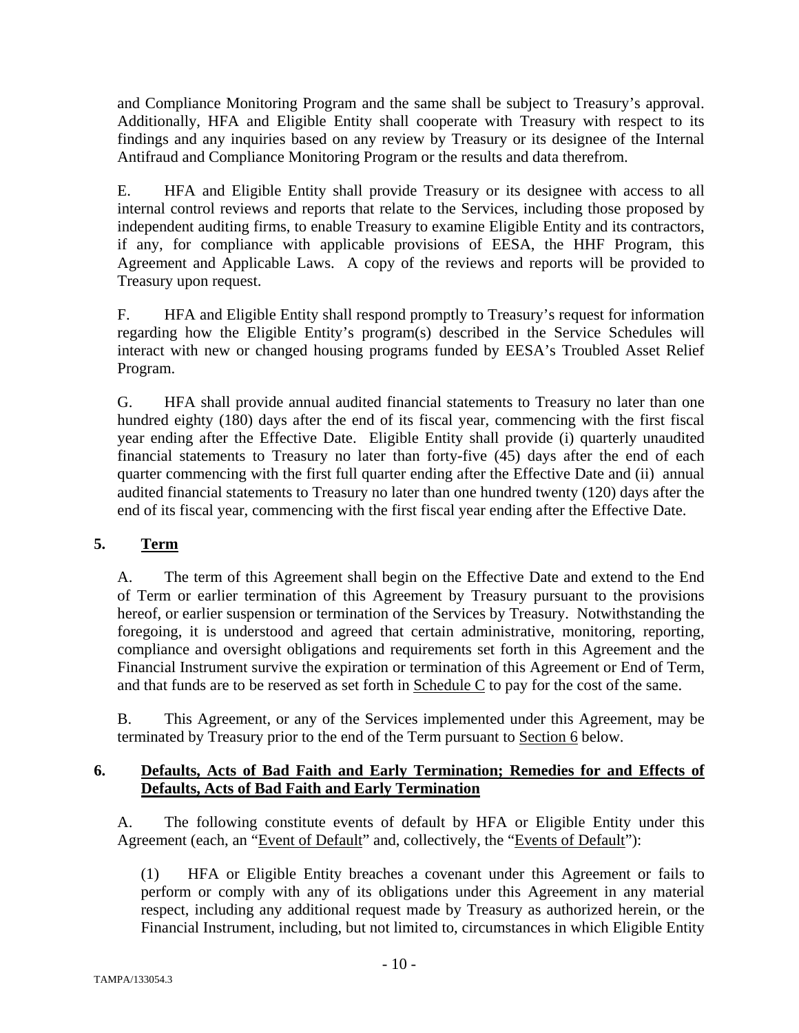and Compliance Monitoring Program and the same shall be subject to Treasury's approval. Additionally, HFA and Eligible Entity shall cooperate with Treasury with respect to its findings and any inquiries based on any review by Treasury or its designee of the Internal Antifraud and Compliance Monitoring Program or the results and data therefrom.

E. HFA and Eligible Entity shall provide Treasury or its designee with access to all internal control reviews and reports that relate to the Services, including those proposed by independent auditing firms, to enable Treasury to examine Eligible Entity and its contractors, if any, for compliance with applicable provisions of EESA, the HHF Program, this Agreement and Applicable Laws. A copy of the reviews and reports will be provided to Treasury upon request.

F. HFA and Eligible Entity shall respond promptly to Treasury's request for information regarding how the Eligible Entity's program(s) described in the Service Schedules will interact with new or changed housing programs funded by EESA's Troubled Asset Relief Program.

G. HFA shall provide annual audited financial statements to Treasury no later than one hundred eighty (180) days after the end of its fiscal year, commencing with the first fiscal year ending after the Effective Date. Eligible Entity shall provide (i) quarterly unaudited financial statements to Treasury no later than forty-five (45) days after the end of each quarter commencing with the first full quarter ending after the Effective Date and (ii) annual audited financial statements to Treasury no later than one hundred twenty (120) days after the end of its fiscal year, commencing with the first fiscal year ending after the Effective Date.

## 5. Term

A. The term of this Agreement shall begin on the Effective Date and extend to the End of Term or earlier termination of this Agreement by Treasury pursuant to the provisions hereof, or earlier suspension or termination of the Services by Treasury. Notwithstanding the foregoing, it is understood and agreed that certain administrative, monitoring, reporting, compliance and oversight obligations and requirements set forth in this Agreement and the Financial Instrument survive the expiration or termination of this Agreement or End of Term, and that funds are to be reserved as set forth in Schedule C to pay for the cost of the same.

B. This Agreement, or any of the Services implemented under this Agreement, may be terminated by Treasury prior to the end of the Term pursuant to Section 6 below.

## 6. Defaults, Acts of Bad Faith and Early Termination; Remedies for and Effects of Defaults, Acts of Bad Faith and Early Termination

A. The following constitute events of default by HFA or Eligible Entity under this Agreement (each, an "Event of Default" and, collectively, the "Events of Default"):

(1) HFA or Eligible Entity breaches a covenant under this Agreement or fails to perform or comply with any of its obligations under this Agreement in any material respect, including any additional request made by Treasury as authorized herein, or the Financial Instrument, including, but not limited to, circumstances in which Eligible Entity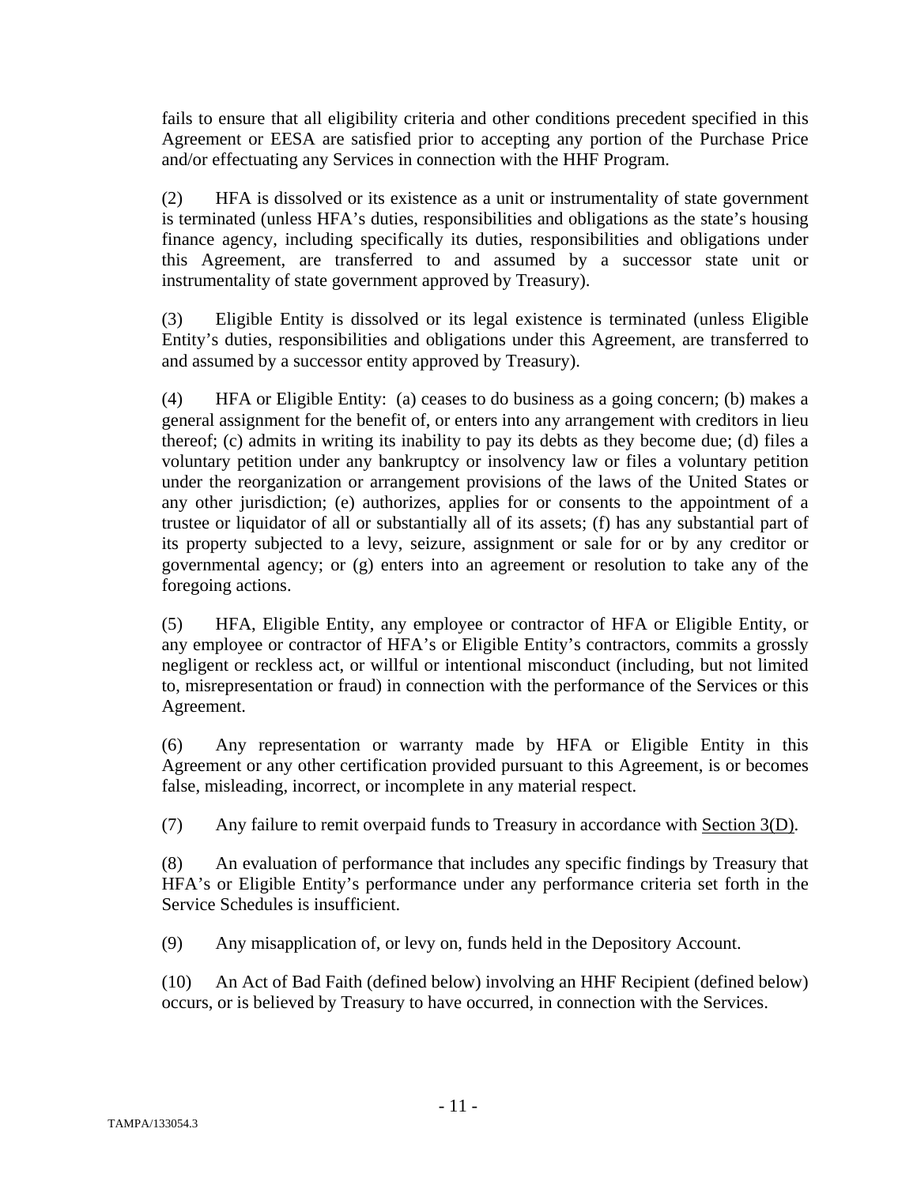fails to ensure that all eligibility criteria and other conditions precedent specified in this Agreement or EESA are satisfied prior to accepting any portion of the Purchase Price and/or effectuating any Services in connection with the HHF Program.

(2) HFA is dissolved or its existence as a unit or instrumentality of state government is terminated (unless HFA's duties, responsibilities and obligations as the state's housing finance agency, including specifically its duties, responsibilities and obligations under this Agreement, are transferred to and assumed by a successor state unit or instrumentality of state government approved by Treasury).

(3) Eligible Entity is dissolved or its legal existence is terminated (unless Eligible Entity's duties, responsibilities and obligations under this Agreement, are transferred to and assumed by a successor entity approved by Treasury).

(4) HFA or Eligible Entity: (a) ceases to do business as a going concern; (b) makes a general assignment for the benefit of, or enters into any arrangement with creditors in lieu thereof; (c) admits in writing its inability to pay its debts as they become due; (d) files a voluntary petition under any bankruptcy or insolvency law or files a voluntary petition under the reorganization or arrangement provisions of the laws of the United States or any other jurisdiction; (e) authorizes, applies for or consents to the appointment of a trustee or liquidator of all or substantially all of its assets; (f) has any substantial part of its property subjected to a levy, seizure, assignment or sale for or by any creditor or governmental agency; or (g) enters into an agreement or resolution to take any of the foregoing actions.

(5) HFA, Eligible Entity, any employee or contractor of HFA or Eligible Entity, or any employee or contractor of HFA's or Eligible Entity's contractors, commits a grossly negligent or reckless act, or willful or intentional misconduct (including, but not limited to, misrepresentation or fraud) in connection with the performance of the Services or this Agreement.

(6) Any representation or warranty made by HFA or Eligible Entity in this Agreement or any other certification provided pursuant to this Agreement, is or becomes false, misleading, incorrect, or incomplete in any material respect.

(7) Any failure to remit overpaid funds to Treasury in accordance with Section 3(D).

(8) An evaluation of performance that includes any specific findings by Treasury that HFA's or Eligible Entity's performance under any performance criteria set forth in the Service Schedules is insufficient.

(9) Any misapplication of, or levy on, funds held in the Depository Account.

(10) An Act of Bad Faith (defined below) involving an HHF Recipient (defined below) occurs, or is believed by Treasury to have occurred, in connection with the Services.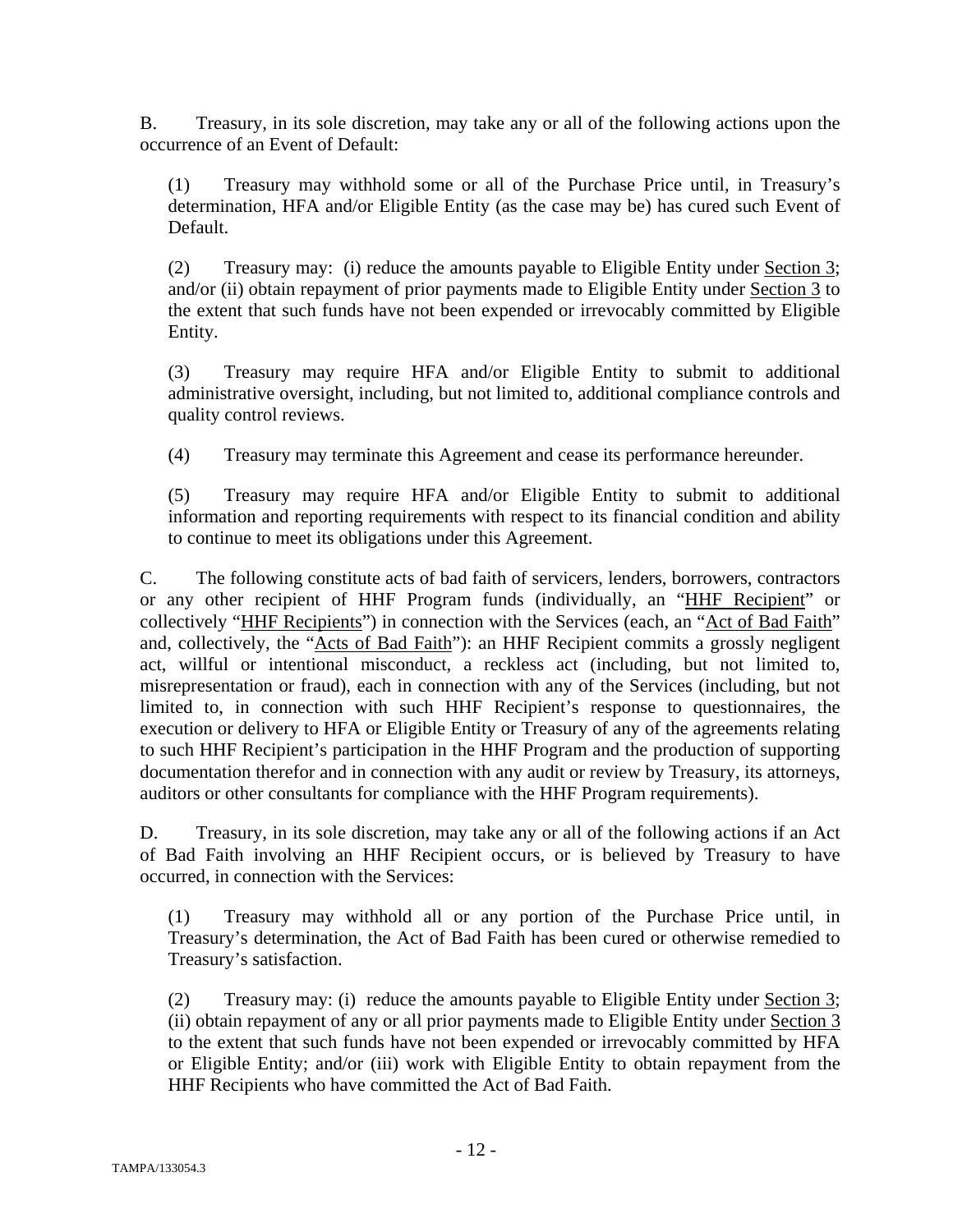B. Treasury, in its sole discretion, may take any or all of the following actions upon the occurrence of an Event of Default:

(1) Treasury may withhold some or all of the Purchase Price until, in Treasury's determination, HFA and/or Eligible Entity (as the case may be) has cured such Event of Default.

(2) Treasury may: (i) reduce the amounts payable to Eligible Entity under Section 3; and/or (ii) obtain repayment of prior payments made to Eligible Entity under Section 3 to the extent that such funds have not been expended or irrevocably committed by Eligible Entity.

(3) Treasury may require HFA and/or Eligible Entity to submit to additional administrative oversight, including, but not limited to, additional compliance controls and quality control reviews.

(4) Treasury may terminate this Agreement and cease its performance hereunder.

(5) Treasury may require HFA and/or Eligible Entity to submit to additional information and reporting requirements with respect to its financial condition and ability to continue to meet its obligations under this Agreement.

C. The following constitute acts of bad faith of servicers, lenders, borrowers, contractors or any other recipient of HHF Program funds (individually, an "HHF Recipient" or collectively "HHF Recipients") in connection with the Services (each, an "Act of Bad Faith" and, collectively, the "Acts of Bad Faith"): an HHF Recipient commits a grossly negligent act, willful or intentional misconduct, a reckless act (including, but not limited to, misrepresentation or fraud), each in connection with any of the Services (including, but not limited to, in connection with such HHF Recipient's response to questionnaires, the execution or delivery to HFA or Eligible Entity or Treasury of any of the agreements relating to such HHF Recipient's participation in the HHF Program and the production of supporting documentation therefor and in connection with any audit or review by Treasury, its attorneys, auditors or other consultants for compliance with the HHF Program requirements).

D. Treasury, in its sole discretion, may take any or all of the following actions if an Act of Bad Faith involving an HHF Recipient occurs, or is believed by Treasury to have occurred, in connection with the Services:

(1) Treasury may withhold all or any portion of the Purchase Price until, in Treasury's determination, the Act of Bad Faith has been cured or otherwise remedied to Treasury's satisfaction.

(2) Treasury may: (i) reduce the amounts payable to Eligible Entity under Section 3; (ii) obtain repayment of any or all prior payments made to Eligible Entity under Section 3 to the extent that such funds have not been expended or irrevocably committed by HFA or Eligible Entity; and/or (iii) work with Eligible Entity to obtain repayment from the HHF Recipients who have committed the Act of Bad Faith.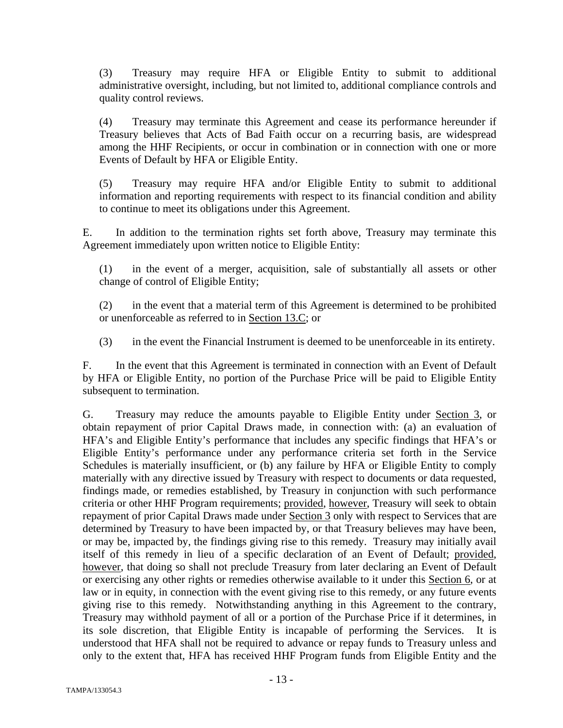(3) Treasury may require HFA or Eligible Entity to submit to additional administrative oversight, including, but not limited to, additional compliance controls and quality control reviews.

(4) Treasury may terminate this Agreement and cease its performance hereunder if Treasury believes that Acts of Bad Faith occur on a recurring basis, are widespread among the HHF Recipients, or occur in combination or in connection with one or more Events of Default by HFA or Eligible Entity.

(5) Treasury may require HFA and/or Eligible Entity to submit to additional information and reporting requirements with respect to its financial condition and ability to continue to meet its obligations under this Agreement.

E. In addition to the termination rights set forth above, Treasury may terminate this Agreement immediately upon written notice to Eligible Entity:

(1) in the event of a merger, acquisition, sale of substantially all assets or other change of control of Eligible Entity;

(2) in the event that a material term of this Agreement is determined to be prohibited or unenforceable as referred to in Section 13.C; or

(3) in the event the Financial Instrument is deemed to be unenforceable in its entirety.

F. In the event that this Agreement is terminated in connection with an Event of Default by HFA or Eligible Entity, no portion of the Purchase Price will be paid to Eligible Entity subsequent to termination.

G. Treasury may reduce the amounts payable to Eligible Entity under Section 3, or obtain repayment of prior Capital Draws made, in connection with: (a) an evaluation of HFA's and Eligible Entity's performance that includes any specific findings that HFA's or Eligible Entity's performance under any performance criteria set forth in the Service Schedules is materially insufficient, or (b) any failure by HFA or Eligible Entity to comply materially with any directive issued by Treasury with respect to documents or data requested, findings made, or remedies established, by Treasury in conjunction with such performance criteria or other HHF Program requirements; provided, however, Treasury will seek to obtain repayment of prior Capital Draws made under Section 3 only with respect to Services that are determined by Treasury to have been impacted by, or that Treasury believes may have been, or may be, impacted by, the findings giving rise to this remedy. Treasury may initially avail itself of this remedy in lieu of a specific declaration of an Event of Default; provided, however, that doing so shall not preclude Treasury from later declaring an Event of Default or exercising any other rights or remedies otherwise available to it under this Section 6, or at law or in equity, in connection with the event giving rise to this remedy, or any future events giving rise to this remedy. Notwithstanding anything in this Agreement to the contrary, Treasury may withhold payment of all or a portion of the Purchase Price if it determines, in its sole discretion, that Eligible Entity is incapable of performing the Services. It is understood that HFA shall not be required to advance or repay funds to Treasury unless and only to the extent that, HFA has received HHF Program funds from Eligible Entity and the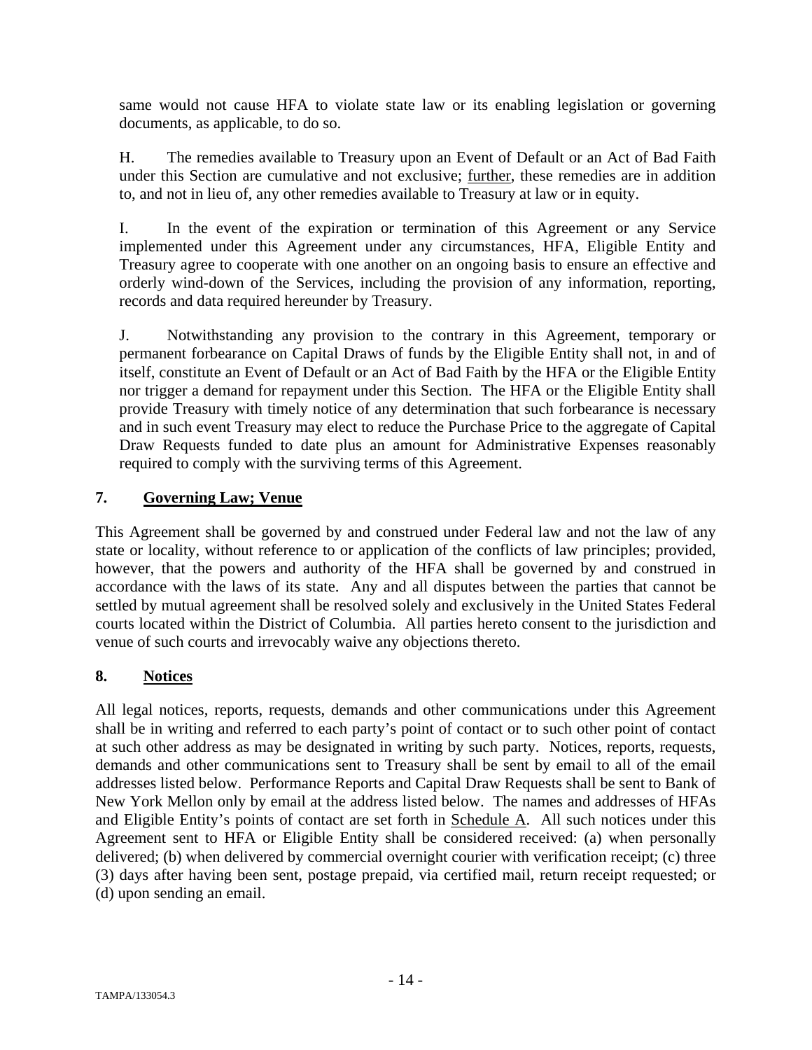same would not cause HFA to violate state law or its enabling legislation or governing documents, as applicable, to do so.

H. The remedies available to Treasury upon an Event of Default or an Act of Bad Faith under this Section are cumulative and not exclusive; further, these remedies are in addition to, and not in lieu of, any other remedies available to Treasury at law or in equity.

I. In the event of the expiration or termination of this Agreement or any Service implemented under this Agreement under any circumstances, HFA, Eligible Entity and Treasury agree to cooperate with one another on an ongoing basis to ensure an effective and orderly wind-down of the Services, including the provision of any information, reporting, records and data required hereunder by Treasury.

J. Notwithstanding any provision to the contrary in this Agreement, temporary or permanent forbearance on Capital Draws of funds by the Eligible Entity shall not, in and of itself, constitute an Event of Default or an Act of Bad Faith by the HFA or the Eligible Entity nor trigger a demand for repayment under this Section. The HFA or the Eligible Entity shall provide Treasury with timely notice of any determination that such forbearance is necessary and in such event Treasury may elect to reduce the Purchase Price to the aggregate of Capital Draw Requests funded to date plus an amount for Administrative Expenses reasonably required to comply with the surviving terms of this Agreement.

## 7. Governing Law; Venue

This Agreement shall be governed by and construed under Federal law and not the law of any state or locality, without reference to or application of the conflicts of law principles; provided, however, that the powers and authority of the HFA shall be governed by and construed in accordance with the laws of its state. Any and all disputes between the parties that cannot be settled by mutual agreement shall be resolved solely and exclusively in the United States Federal courts located within the District of Columbia. All parties hereto consent to the jurisdiction and venue of such courts and irrevocably waive any objections thereto.

## 8. Notices

All legal notices, reports, requests, demands and other communications under this Agreement shall be in writing and referred to each party's point of contact or to such other point of contact at such other address as may be designated in writing by such party. Notices, reports, requests, demands and other communications sent to Treasury shall be sent by email to all of the email addresses listed below. Performance Reports and Capital Draw Requests shall be sent to Bank of New York Mellon only by email at the address listed below. The names and addresses of HFAs and Eligible Entity's points of contact are set forth in Schedule A. All such notices under this Agreement sent to HFA or Eligible Entity shall be considered received: (a) when personally delivered; (b) when delivered by commercial overnight courier with verification receipt; (c) three (3) days after having been sent, postage prepaid, via certified mail, return receipt requested; or (d) upon sending an email.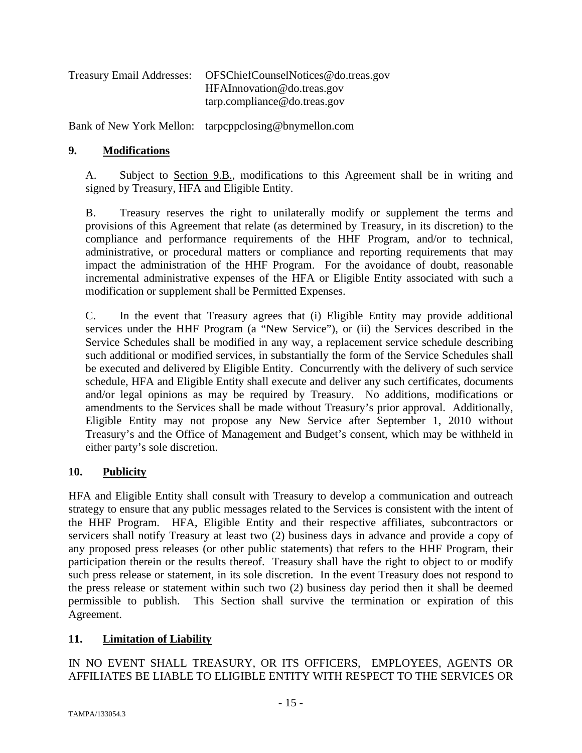Treasury Email Addresses: OFSChiefCounselNotices@do.treas.gov
HFAInnovation@do.treas.gov
tarp.compliance@do.treas.gov

Bank of New York Mellon: tarpcppclosing@bnymellon.com

## 9. Modifications

A. Subject to Section 9.B., modifications to this Agreement shall be in writing and signed by Treasury, HFA and Eligible Entity.

B. Treasury reserves the right to unilaterally modify or supplement the terms and provisions of this Agreement that relate (as determined by Treasury, in its discretion) to the compliance and performance requirements of the HHF Program, and/or to technical, administrative, or procedural matters or compliance and reporting requirements that may impact the administration of the HHF Program. For the avoidance of doubt, reasonable incremental administrative expenses of the HFA or Eligible Entity associated with such a modification or supplement shall be Permitted Expenses.

C. In the event that Treasury agrees that (i) Eligible Entity may provide additional services under the HHF Program (a "New Service"), or (ii) the Services described in the Service Schedules shall be modified in any way, a replacement service schedule describing such additional or modified services, in substantially the form of the Service Schedules shall be executed and delivered by Eligible Entity. Concurrently with the delivery of such service schedule, HFA and Eligible Entity shall execute and deliver any such certificates, documents and/or legal opinions as may be required by Treasury. No additions, modifications or amendments to the Services shall be made without Treasury's prior approval. Additionally, Eligible Entity may not propose any New Service after September 1, 2010 without Treasury's and the Office of Management and Budget's consent, which may be withheld in either party's sole discretion.

## 10. Publicity

HFA and Eligible Entity shall consult with Treasury to develop a communication and outreach strategy to ensure that any public messages related to the Services is consistent with the intent of the HHF Program. HFA, Eligible Entity and their respective affiliates, subcontractors or servicers shall notify Treasury at least two (2) business days in advance and provide a copy of any proposed press releases (or other public statements) that refers to the HHF Program, their participation therein or the results thereof. Treasury shall have the right to object to or modify such press release or statement, in its sole discretion. In the event Treasury does not respond to the press release or statement within such two (2) business day period then it shall be deemed permissible to publish. This Section shall survive the termination or expiration of this Agreement.

## 11. Limitation of Liability

IN NO EVENT SHALL TREASURY, OR ITS OFFICERS, EMPLOYEES, AGENTS OR AFFILIATES BE LIABLE TO ELIGIBLE ENTITY WITH RESPECT TO THE SERVICES OR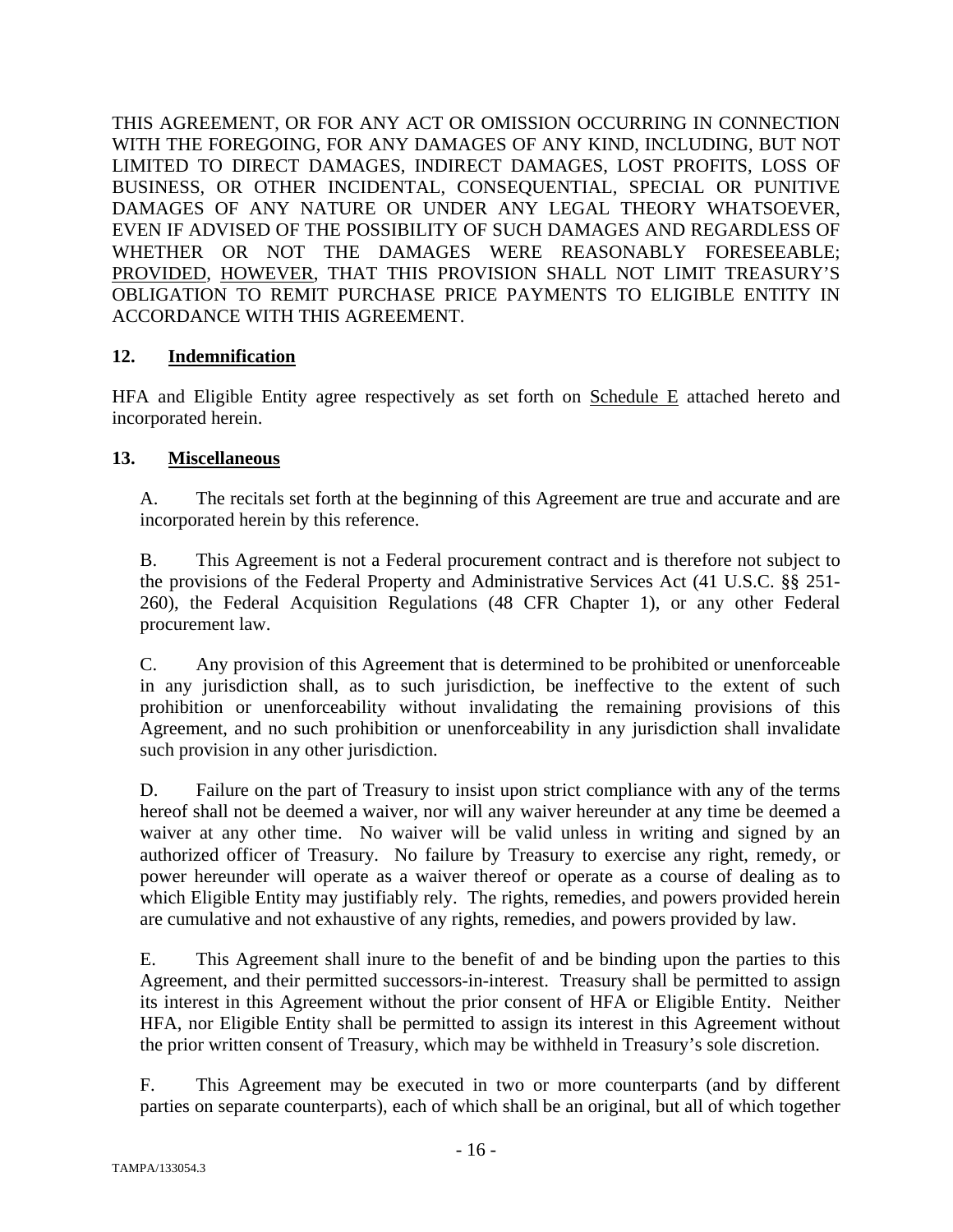THIS AGREEMENT, OR FOR ANY ACT OR OMISSION OCCURRING IN CONNECTION WITH THE FOREGOING, FOR ANY DAMAGES OF ANY KIND, INCLUDING, BUT NOT LIMITED TO DIRECT DAMAGES, INDIRECT DAMAGES, LOST PROFITS, LOSS OF BUSINESS, OR OTHER INCIDENTAL, CONSEQUENTIAL, SPECIAL OR PUNITIVE DAMAGES OF ANY NATURE OR UNDER ANY LEGAL THEORY WHATSOEVER, EVEN IF ADVISED OF THE POSSIBILITY OF SUCH DAMAGES AND REGARDLESS OF WHETHER OR NOT THE DAMAGES WERE REASONABLY FORESEEABLE; PROVIDED, HOWEVER, THAT THIS PROVISION SHALL NOT LIMIT TREASURY'S OBLIGATION TO REMIT PURCHASE PRICE PAYMENTS TO ELIGIBLE ENTITY IN ACCORDANCE WITH THIS AGREEMENT.

## 12. Indemnification

HFA and Eligible Entity agree respectively as set forth on Schedule E attached hereto and incorporated herein.

## 13. Miscellaneous

A. The recitals set forth at the beginning of this Agreement are true and accurate and are incorporated herein by this reference.

B. This Agreement is not a Federal procurement contract and is therefore not subject to the provisions of the Federal Property and Administrative Services Act (41 U.S.C. §§ 251-260), the Federal Acquisition Regulations (48 CFR Chapter 1), or any other Federal procurement law.

C. Any provision of this Agreement that is determined to be prohibited or unenforceable in any jurisdiction shall, as to such jurisdiction, be ineffective to the extent of such prohibition or unenforceability without invalidating the remaining provisions of this Agreement, and no such prohibition or unenforceability in any jurisdiction shall invalidate such provision in any other jurisdiction.

D. Failure on the part of Treasury to insist upon strict compliance with any of the terms hereof shall not be deemed a waiver, nor will any waiver hereunder at any time be deemed a waiver at any other time. No waiver will be valid unless in writing and signed by an authorized officer of Treasury. No failure by Treasury to exercise any right, remedy, or power hereunder will operate as a waiver thereof or operate as a course of dealing as to which Eligible Entity may justifiably rely. The rights, remedies, and powers provided herein are cumulative and not exhaustive of any rights, remedies, and powers provided by law.

E. This Agreement shall inure to the benefit of and be binding upon the parties to this Agreement, and their permitted successors-in-interest. Treasury shall be permitted to assign its interest in this Agreement without the prior consent of HFA or Eligible Entity. Neither HFA, nor Eligible Entity shall be permitted to assign its interest in this Agreement without the prior written consent of Treasury, which may be withheld in Treasury's sole discretion.

F. This Agreement may be executed in two or more counterparts (and by different parties on separate counterparts), each of which shall be an original, but all of which together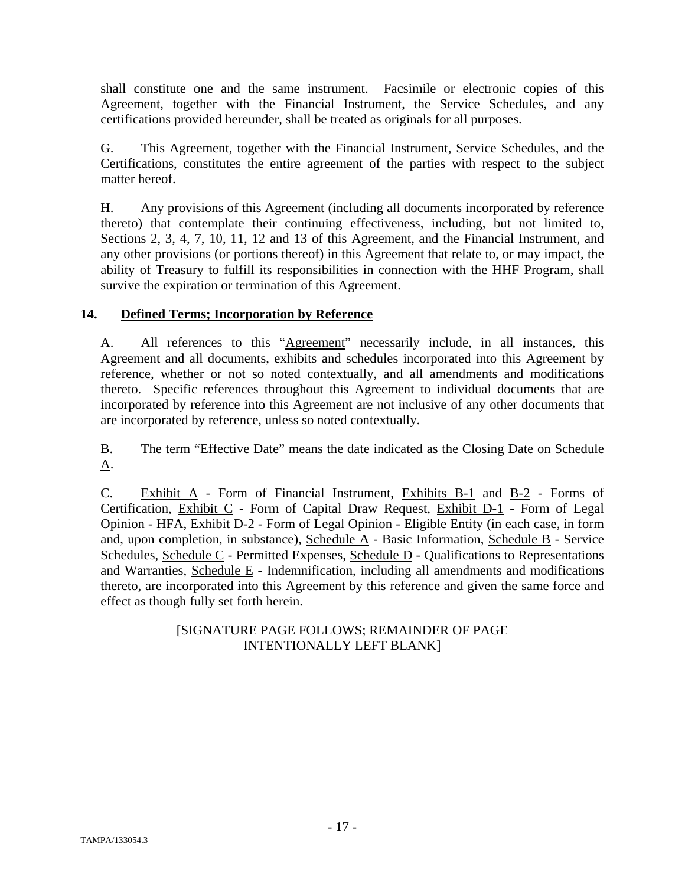shall constitute one and the same instrument. Facsimile or electronic copies of this Agreement, together with the Financial Instrument, the Service Schedules, and any certifications provided hereunder, shall be treated as originals for all purposes.

G. This Agreement, together with the Financial Instrument, Service Schedules, and the Certifications, constitutes the entire agreement of the parties with respect to the subject matter hereof.

H. Any provisions of this Agreement (including all documents incorporated by reference thereto) that contemplate their continuing effectiveness, including, but not limited to, Sections 2, 3, 4, 7, 10, 11, 12 and 13 of this Agreement, and the Financial Instrument, and any other provisions (or portions thereof) in this Agreement that relate to, or may impact, the ability of Treasury to fulfill its responsibilities in connection with the HHF Program, shall survive the expiration or termination of this Agreement.

## 14. Defined Terms; Incorporation by Reference

A. All references to this "Agreement" necessarily include, in all instances, this Agreement and all documents, exhibits and schedules incorporated into this Agreement by reference, whether or not so noted contextually, and all amendments and modifications thereto. Specific references throughout this Agreement to individual documents that are incorporated by reference into this Agreement are not inclusive of any other documents that are incorporated by reference, unless so noted contextually.

B. The term "Effective Date" means the date indicated as the Closing Date on Schedule A.

C. Exhibit A - Form of Financial Instrument, Exhibits B-1 and B-2 - Forms of Certification, Exhibit C - Form of Capital Draw Request, Exhibit D-1 - Form of Legal Opinion - HFA, Exhibit D-2 - Form of Legal Opinion - Eligible Entity (in each case, in form and, upon completion, in substance), Schedule A - Basic Information, Schedule B - Service Schedules, Schedule C - Permitted Expenses, Schedule D - Qualifications to Representations and Warranties, Schedule E - Indemnification, including all amendments and modifications thereto, are incorporated into this Agreement by this reference and given the same force and effect as though fully set forth herein.

[SIGNATURE PAGE FOLLOWS; REMAINDER OF PAGE INTENTIONALLY LEFT BLANK]

TAMPA/133054.3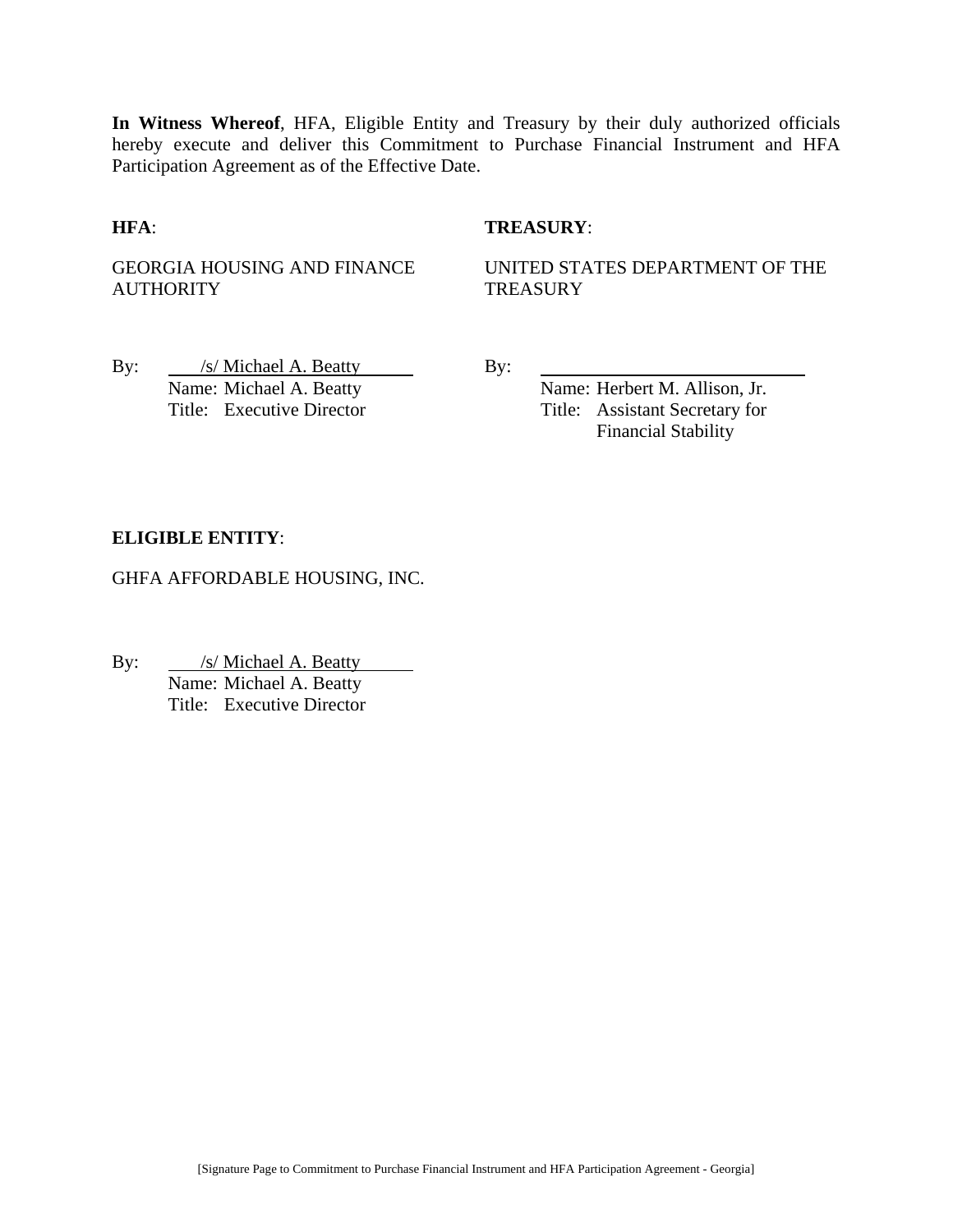**In Witness Whereof**, HFA, Eligible Entity and Treasury by their duly authorized officials hereby execute and deliver this Commitment to Purchase Financial Instrument and HFA Participation Agreement as of the Effective Date.

**HFA**:

GEORGIA HOUSING AND FINANCE AUTHORITY

By: /s/ Michael A. Beatty
Name: Michael A. Beatty
Title: Executive Director

**TREASURY**:

UNITED STATES DEPARTMENT OF THE TREASURY

By: ______________________________
Name: Herbert M. Allison, Jr.
Title: Assistant Secretary for Financial Stability

**ELIGIBLE ENTITY**:

GHFA AFFORDABLE HOUSING, INC.

By: /s/ Michael A. Beatty
Name: Michael A. Beatty
Title: Executive Director

[Signature Page to Commitment to Purchase Financial Instrument and HFA Participation Agreement - Georgia]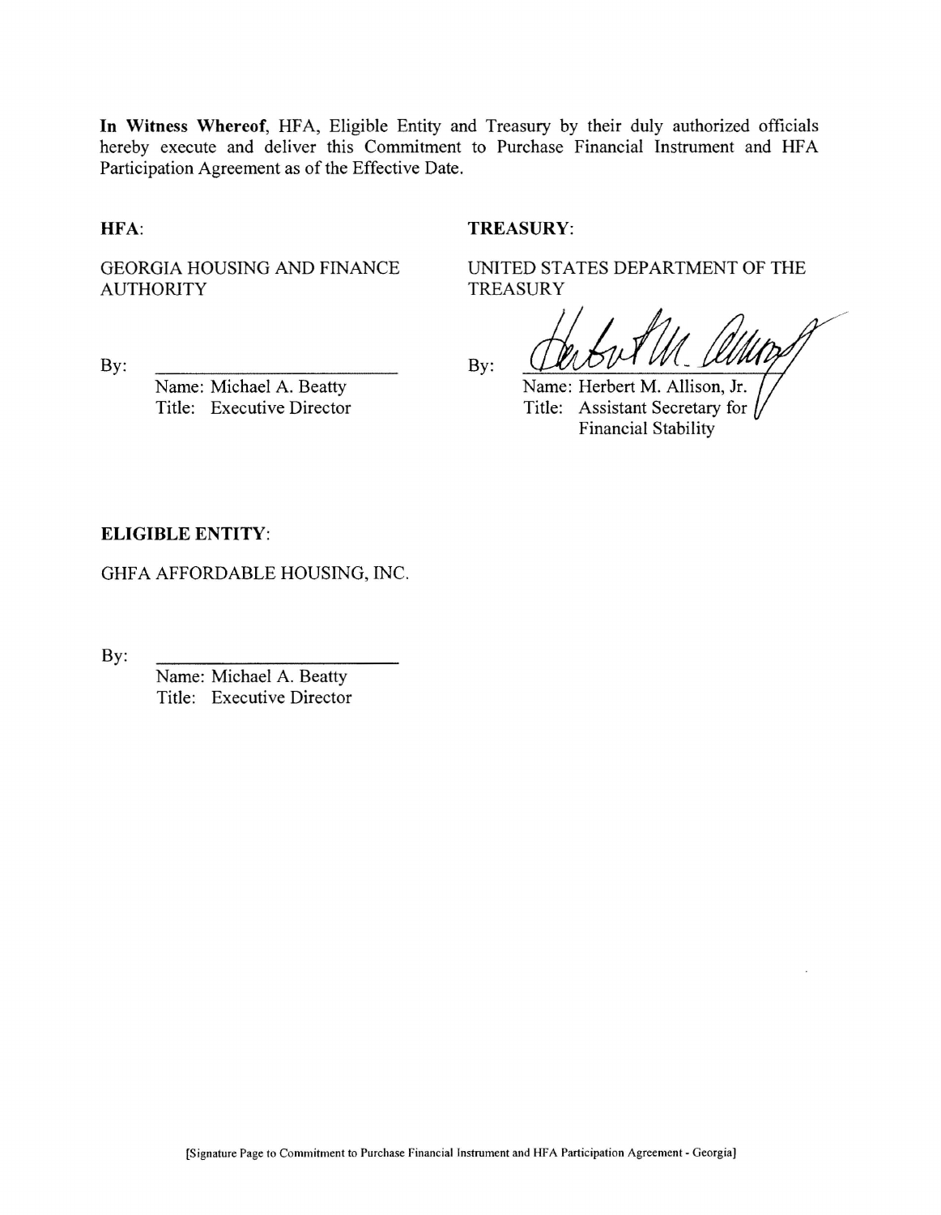**In Witness Whereof**, HFA, Eligible Entity and Treasury by their duly authorized officials hereby execute and deliver this Commitment to Purchase Financial Instrument and HFA Participation Agreement as of the Effective Date.

**HFA**:

GEORGIA HOUSING AND FINANCE AUTHORITY

By: \_\_\_\_\_\_\_\_\_\_\_\_\_\_\_\_\_\_\_\_\_\_\_\_\_\_

Name: Michael A. Beatty
Title: Executive Director

**TREASURY**:

UNITED STATES DEPARTMENT OF THE TREASURY

By: \_\_\_\_\_\_\_\_\_\_\_\_\_\_\_\_\_\_\_\_\_\_\_\_\_\_

Name: Herbert M. Allison, Jr.
Title: Assistant Secretary for Financial Stability

**ELIGIBLE ENTITY**:

GHFA AFFORDABLE HOUSING, INC.

By: \_\_\_\_\_\_\_\_\_\_\_\_\_\_\_\_\_\_\_\_\_\_\_\_\_\_

Name: Michael A. Beatty
Title: Executive Director

[Signature Page to Commitment to Purchase Financial Instrument and HFA Participation Agreement - Georgia]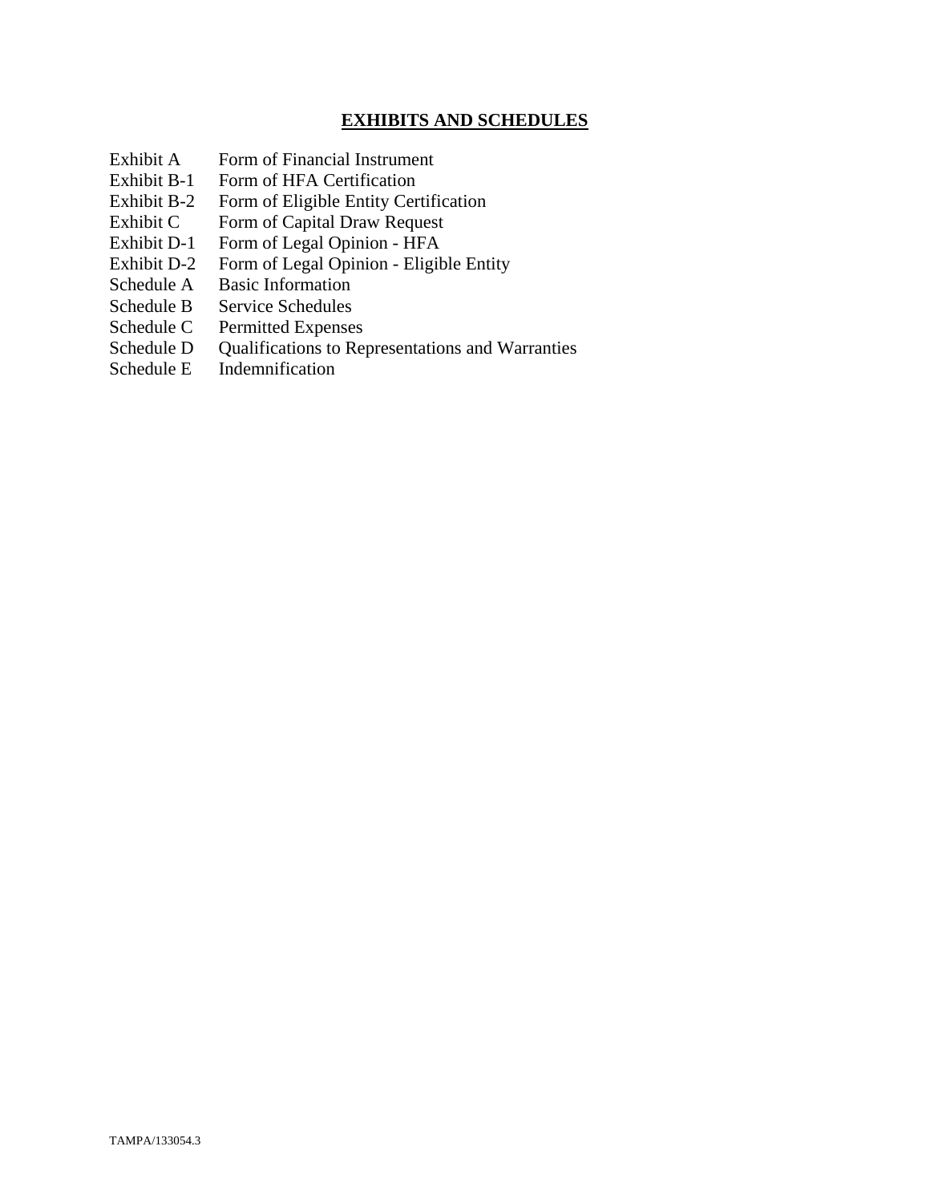# EXHIBITS AND SCHEDULES

| | |
|---|---|
| Exhibit A | Form of Financial Instrument |
| Exhibit B-1 | Form of HFA Certification |
| Exhibit B-2 | Form of Eligible Entity Certification |
| Exhibit C | Form of Capital Draw Request |
| Exhibit D-1 | Form of Legal Opinion - HFA |
| Exhibit D-2 | Form of Legal Opinion - Eligible Entity |
| Schedule A | Basic Information |
| Schedule B | Service Schedules |
| Schedule C | Permitted Expenses |
| Schedule D | Qualifications to Representations and Warranties |
| Schedule E | Indemnification |

TAMPA/133054.3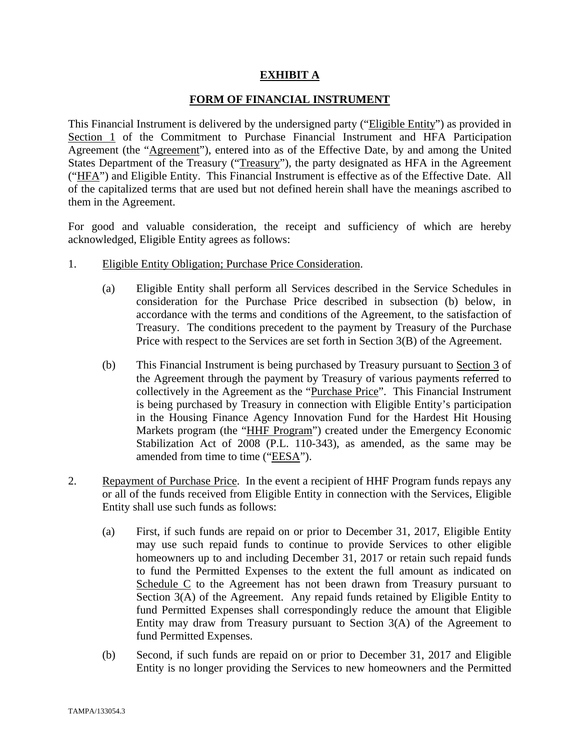# EXHIBIT A

## FORM OF FINANCIAL INSTRUMENT

This Financial Instrument is delivered by the undersigned party ("Eligible Entity") as provided in Section 1 of the Commitment to Purchase Financial Instrument and HFA Participation Agreement (the "Agreement"), entered into as of the Effective Date, by and among the United States Department of the Treasury ("Treasury"), the party designated as HFA in the Agreement ("HFA") and Eligible Entity. This Financial Instrument is effective as of the Effective Date. All of the capitalized terms that are used but not defined herein shall have the meanings ascribed to them in the Agreement.

For good and valuable consideration, the receipt and sufficiency of which are hereby acknowledged, Eligible Entity agrees as follows:

1. Eligible Entity Obligation; Purchase Price Consideration.

   (a) Eligible Entity shall perform all Services described in the Service Schedules in consideration for the Purchase Price described in subsection (b) below, in accordance with the terms and conditions of the Agreement, to the satisfaction of Treasury. The conditions precedent to the payment by Treasury of the Purchase Price with respect to the Services are set forth in Section 3(B) of the Agreement.

   (b) This Financial Instrument is being purchased by Treasury pursuant to Section 3 of the Agreement through the payment by Treasury of various payments referred to collectively in the Agreement as the "Purchase Price". This Financial Instrument is being purchased by Treasury in connection with Eligible Entity's participation in the Housing Finance Agency Innovation Fund for the Hardest Hit Housing Markets program (the "HHF Program") created under the Emergency Economic Stabilization Act of 2008 (P.L. 110-343), as amended, as the same may be amended from time to time ("EESA").

2. Repayment of Purchase Price. In the event a recipient of HHF Program funds repays any or all of the funds received from Eligible Entity in connection with the Services, Eligible Entity shall use such funds as follows:

   (a) First, if such funds are repaid on or prior to December 31, 2017, Eligible Entity may use such repaid funds to continue to provide Services to other eligible homeowners up to and including December 31, 2017 or retain such repaid funds to fund the Permitted Expenses to the extent the full amount as indicated on Schedule C to the Agreement has not been drawn from Treasury pursuant to Section 3(A) of the Agreement. Any repaid funds retained by Eligible Entity to fund Permitted Expenses shall correspondingly reduce the amount that Eligible Entity may draw from Treasury pursuant to Section 3(A) of the Agreement to fund Permitted Expenses.

   (b) Second, if such funds are repaid on or prior to December 31, 2017 and Eligible Entity is no longer providing the Services to new homeowners and the Permitted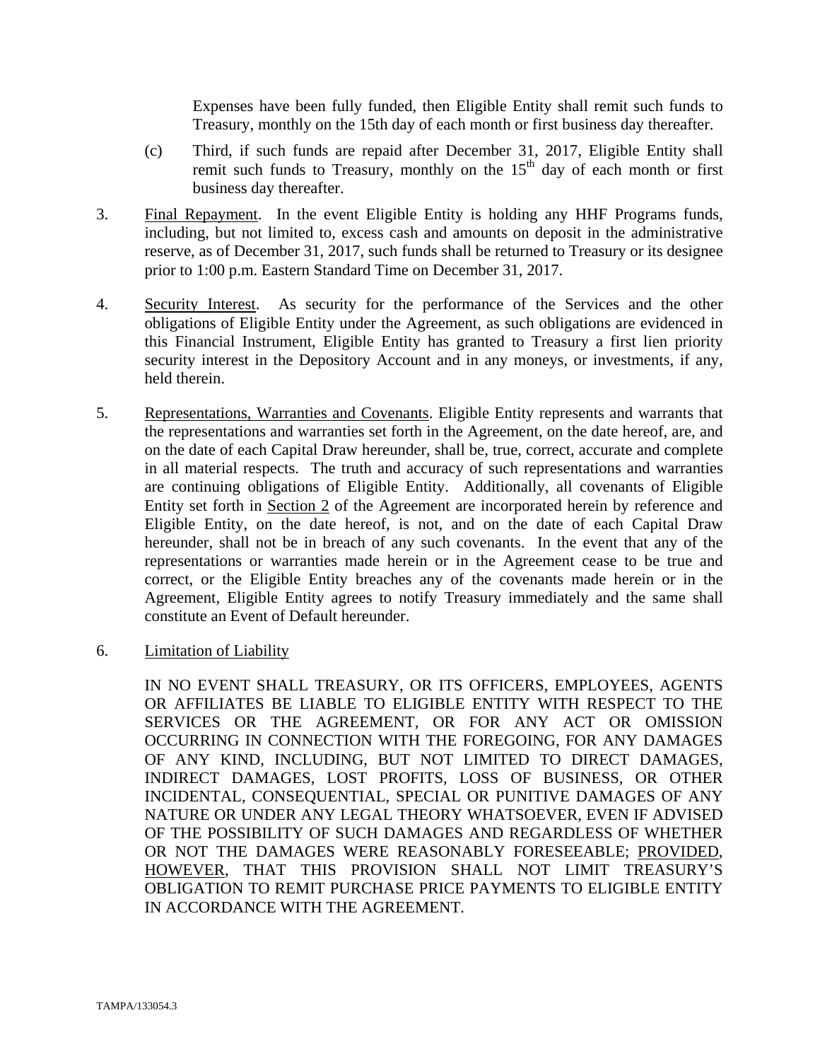Expenses have been fully funded, then Eligible Entity shall remit such funds to Treasury, monthly on the 15th day of each month or first business day thereafter.

(c) Third, if such funds are repaid after December 31, 2017, Eligible Entity shall remit such funds to Treasury, monthly on the 15th day of each month or first business day thereafter.

3. Final Repayment. In the event Eligible Entity is holding any HHF Programs funds, including, but not limited to, excess cash and amounts on deposit in the administrative reserve, as of December 31, 2017, such funds shall be returned to Treasury or its designee prior to 1:00 p.m. Eastern Standard Time on December 31, 2017.

4. Security Interest. As security for the performance of the Services and the other obligations of Eligible Entity under the Agreement, as such obligations are evidenced in this Financial Instrument, Eligible Entity has granted to Treasury a first lien priority security interest in the Depository Account and in any moneys, or investments, if any, held therein.

5. Representations, Warranties and Covenants. Eligible Entity represents and warrants that the representations and warranties set forth in the Agreement, on the date hereof, are, and on the date of each Capital Draw hereunder, shall be, true, correct, accurate and complete in all material respects. The truth and accuracy of such representations and warranties are continuing obligations of Eligible Entity. Additionally, all covenants of Eligible Entity set forth in Section 2 of the Agreement are incorporated herein by reference and Eligible Entity, on the date hereof, is not, and on the date of each Capital Draw hereunder, shall not be in breach of any such covenants. In the event that any of the representations or warranties made herein or in the Agreement cease to be true and correct, or the Eligible Entity breaches any of the covenants made herein or in the Agreement, Eligible Entity agrees to notify Treasury immediately and the same shall constitute an Event of Default hereunder.

6. Limitation of Liability

IN NO EVENT SHALL TREASURY, OR ITS OFFICERS, EMPLOYEES, AGENTS OR AFFILIATES BE LIABLE TO ELIGIBLE ENTITY WITH RESPECT TO THE SERVICES OR THE AGREEMENT, OR FOR ANY ACT OR OMISSION OCCURRING IN CONNECTION WITH THE FOREGOING, FOR ANY DAMAGES OF ANY KIND, INCLUDING, BUT NOT LIMITED TO DIRECT DAMAGES, INDIRECT DAMAGES, LOST PROFITS, LOSS OF BUSINESS, OR OTHER INCIDENTAL, CONSEQUENTIAL, SPECIAL OR PUNITIVE DAMAGES OF ANY NATURE OR UNDER ANY LEGAL THEORY WHATSOEVER, EVEN IF ADVISED OF THE POSSIBILITY OF SUCH DAMAGES AND REGARDLESS OF WHETHER OR NOT THE DAMAGES WERE REASONABLY FORESEEABLE; PROVIDED, HOWEVER, THAT THIS PROVISION SHALL NOT LIMIT TREASURY'S OBLIGATION TO REMIT PURCHASE PRICE PAYMENTS TO ELIGIBLE ENTITY IN ACCORDANCE WITH THE AGREEMENT.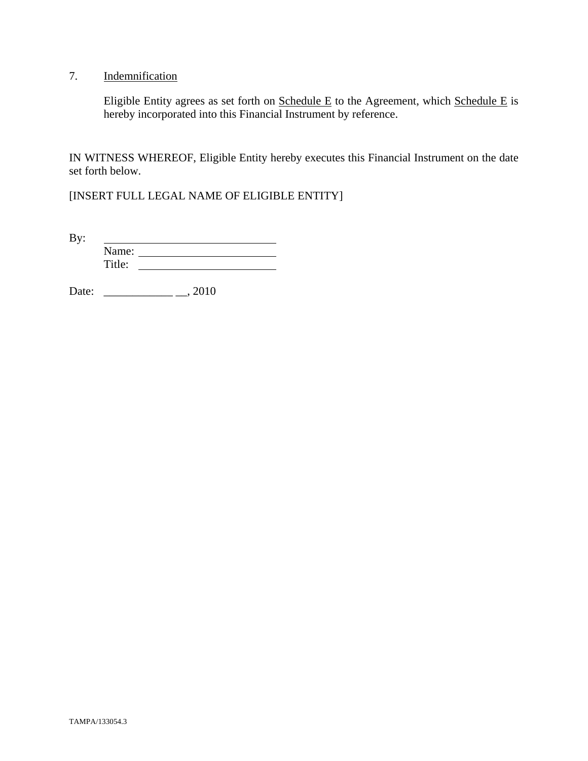7. <u>Indemnification</u>

Eligible Entity agrees as set forth on <u>Schedule E</u> to the Agreement, which <u>Schedule E</u> is hereby incorporated into this Financial Instrument by reference.

IN WITNESS WHEREOF, Eligible Entity hereby executes this Financial Instrument on the date set forth below.

[INSERT FULL LEGAL NAME OF ELIGIBLE ENTITY]

By: ______________________________
Name: ________________________
Title: ________________________

Date: ____________ __, 2010

TAMPA/133054.3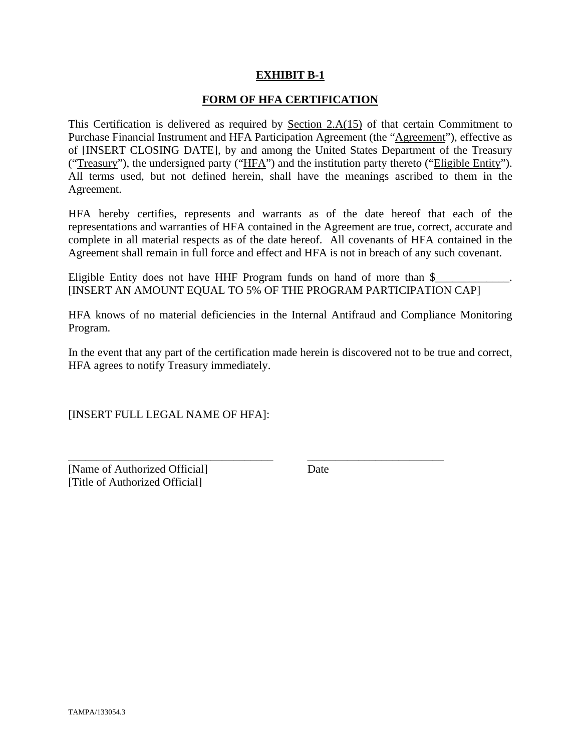# EXHIBIT B-1

## FORM OF HFA CERTIFICATION

This Certification is delivered as required by Section 2.A(15) of that certain Commitment to Purchase Financial Instrument and HFA Participation Agreement (the "Agreement"), effective as of [INSERT CLOSING DATE], by and among the United States Department of the Treasury ("Treasury"), the undersigned party ("HFA") and the institution party thereto ("Eligible Entity"). All terms used, but not defined herein, shall have the meanings ascribed to them in the Agreement.

HFA hereby certifies, represents and warrants as of the date hereof that each of the representations and warranties of HFA contained in the Agreement are true, correct, accurate and complete in all material respects as of the date hereof. All covenants of HFA contained in the Agreement shall remain in full force and effect and HFA is not in breach of any such covenant.

Eligible Entity does not have HHF Program funds on hand of more than $_____________. [INSERT AN AMOUNT EQUAL TO 5% OF THE PROGRAM PARTICIPATION CAP]

HFA knows of no material deficiencies in the Internal Antifraud and Compliance Monitoring Program.

In the event that any part of the certification made herein is discovered not to be true and correct, HFA agrees to notify Treasury immediately.

[INSERT FULL LEGAL NAME OF HFA]:

_____________________________________ ________________________

[Name of Authorized Official] Date

[Title of Authorized Official]

TAMPA/133054.3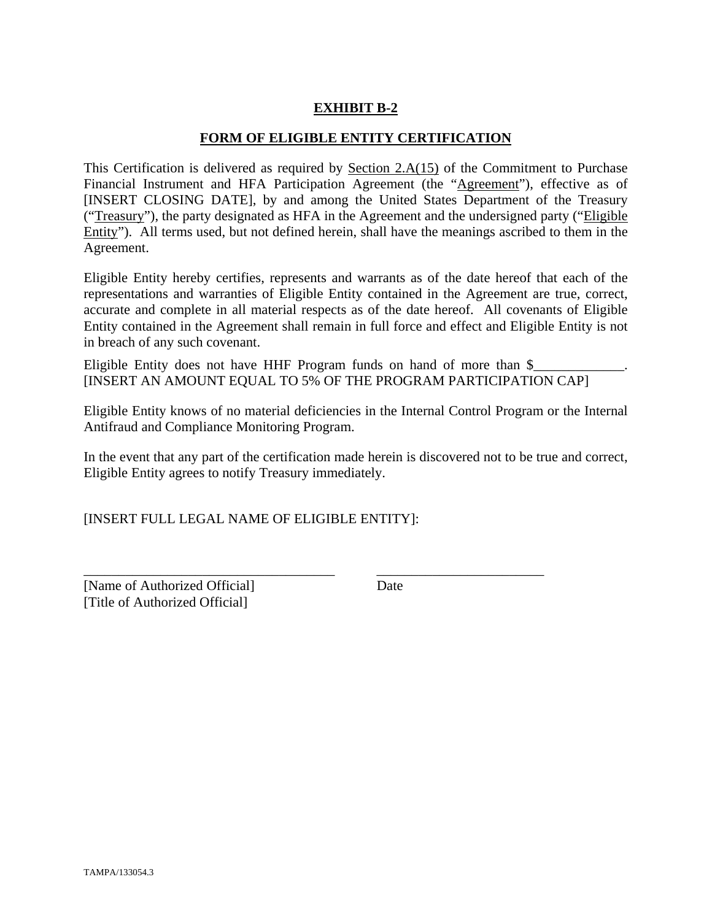# EXHIBIT B-2

## FORM OF ELIGIBLE ENTITY CERTIFICATION

This Certification is delivered as required by Section 2.A(15) of the Commitment to Purchase Financial Instrument and HFA Participation Agreement (the "Agreement"), effective as of [INSERT CLOSING DATE], by and among the United States Department of the Treasury ("Treasury"), the party designated as HFA in the Agreement and the undersigned party ("Eligible Entity"). All terms used, but not defined herein, shall have the meanings ascribed to them in the Agreement.

Eligible Entity hereby certifies, represents and warrants as of the date hereof that each of the representations and warranties of Eligible Entity contained in the Agreement are true, correct, accurate and complete in all material respects as of the date hereof. All covenants of Eligible Entity contained in the Agreement shall remain in full force and effect and Eligible Entity is not in breach of any such covenant.

Eligible Entity does not have HHF Program funds on hand of more than $_____________. [INSERT AN AMOUNT EQUAL TO 5% OF THE PROGRAM PARTICIPATION CAP]

Eligible Entity knows of no material deficiencies in the Internal Control Program or the Internal Antifraud and Compliance Monitoring Program.

In the event that any part of the certification made herein is discovered not to be true and correct, Eligible Entity agrees to notify Treasury immediately.

[INSERT FULL LEGAL NAME OF ELIGIBLE ENTITY]:

_____________________________________ _________________________

[Name of Authorized Official] Date

[Title of Authorized Official]

TAMPA/133054.3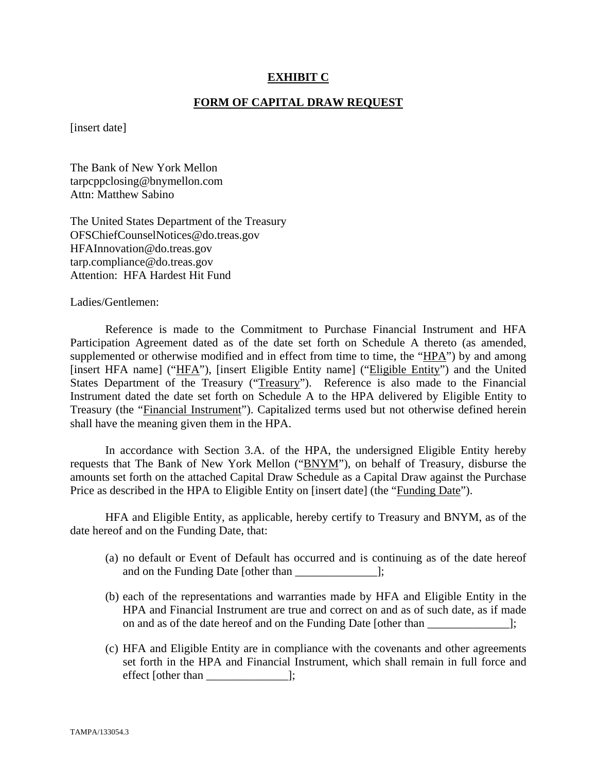**EXHIBIT C**

**FORM OF CAPITAL DRAW REQUEST**

[insert date]

The Bank of New York Mellon
tarpcppclosing@bnymellon.com
Attn: Matthew Sabino

The United States Department of the Treasury
OFSChiefCounselNotices@do.treas.gov
HFAInnovation@do.treas.gov
tarp.compliance@do.treas.gov
Attention: HFA Hardest Hit Fund

Ladies/Gentlemen:

Reference is made to the Commitment to Purchase Financial Instrument and HFA Participation Agreement dated as of the date set forth on Schedule A thereto (as amended, supplemented or otherwise modified and in effect from time to time, the "HPA") by and among [insert HFA name] ("HFA"), [insert Eligible Entity name] ("Eligible Entity") and the United States Department of the Treasury ("Treasury"). Reference is also made to the Financial Instrument dated the date set forth on Schedule A to the HPA delivered by Eligible Entity to Treasury (the "Financial Instrument"). Capitalized terms used but not otherwise defined herein shall have the meaning given them in the HPA.

In accordance with Section 3.A. of the HPA, the undersigned Eligible Entity hereby requests that The Bank of New York Mellon ("BNYM"), on behalf of Treasury, disburse the amounts set forth on the attached Capital Draw Schedule as a Capital Draw against the Purchase Price as described in the HPA to Eligible Entity on [insert date] (the "Funding Date").

HFA and Eligible Entity, as applicable, hereby certify to Treasury and BNYM, as of the date hereof and on the Funding Date, that:

(a) no default or Event of Default has occurred and is continuing as of the date hereof and on the Funding Date [other than ______________];

(b) each of the representations and warranties made by HFA and Eligible Entity in the HPA and Financial Instrument are true and correct on and as of such date, as if made on and as of the date hereof and on the Funding Date [other than ______________];

(c) HFA and Eligible Entity are in compliance with the covenants and other agreements set forth in the HPA and Financial Instrument, which shall remain in full force and effect [other than ______________];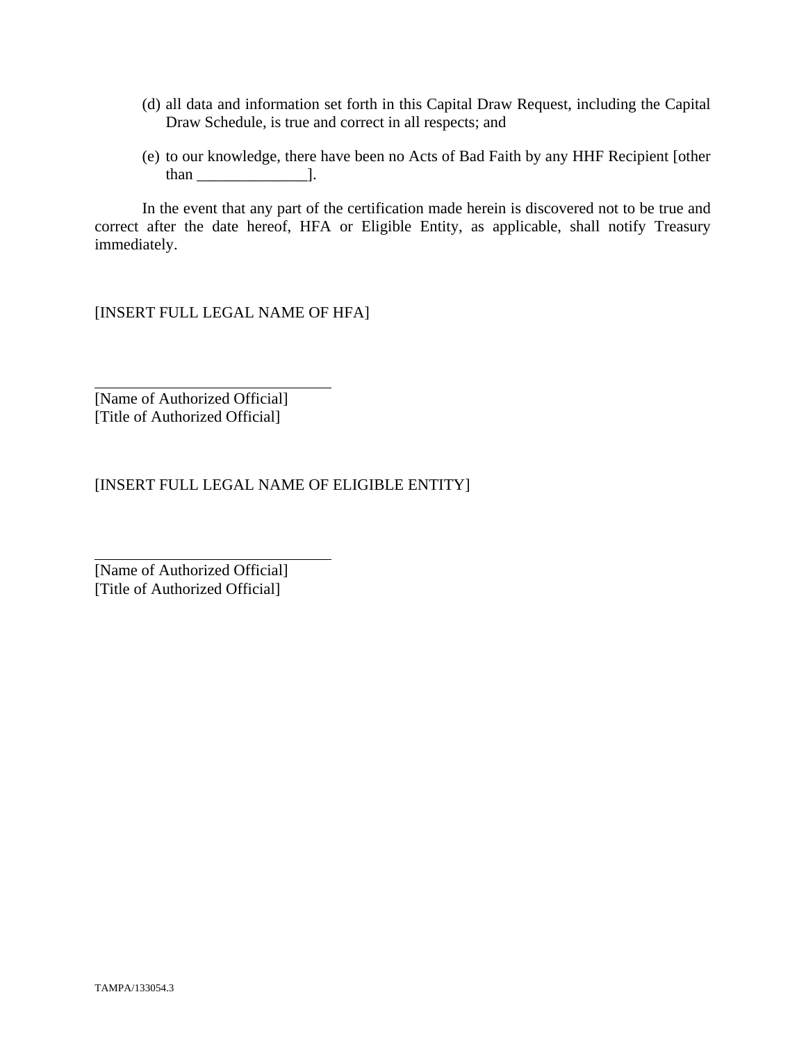(d) all data and information set forth in this Capital Draw Request, including the Capital Draw Schedule, is true and correct in all respects; and

(e) to our knowledge, there have been no Acts of Bad Faith by any HHF Recipient [other than ______________].

In the event that any part of the certification made herein is discovered not to be true and correct after the date hereof, HFA or Eligible Entity, as applicable, shall notify Treasury immediately.

[INSERT FULL LEGAL NAME OF HFA]

\_\_\_\_\_\_\_\_\_\_\_\_\_\_\_\_\_\_\_\_\_\_\_\_\_\_\_\_\_\_\_\_
[Name of Authorized Official]
[Title of Authorized Official]

[INSERT FULL LEGAL NAME OF ELIGIBLE ENTITY]

\_\_\_\_\_\_\_\_\_\_\_\_\_\_\_\_\_\_\_\_\_\_\_\_\_\_\_\_\_\_\_\_
[Name of Authorized Official]
[Title of Authorized Official]

TAMPA/133054.3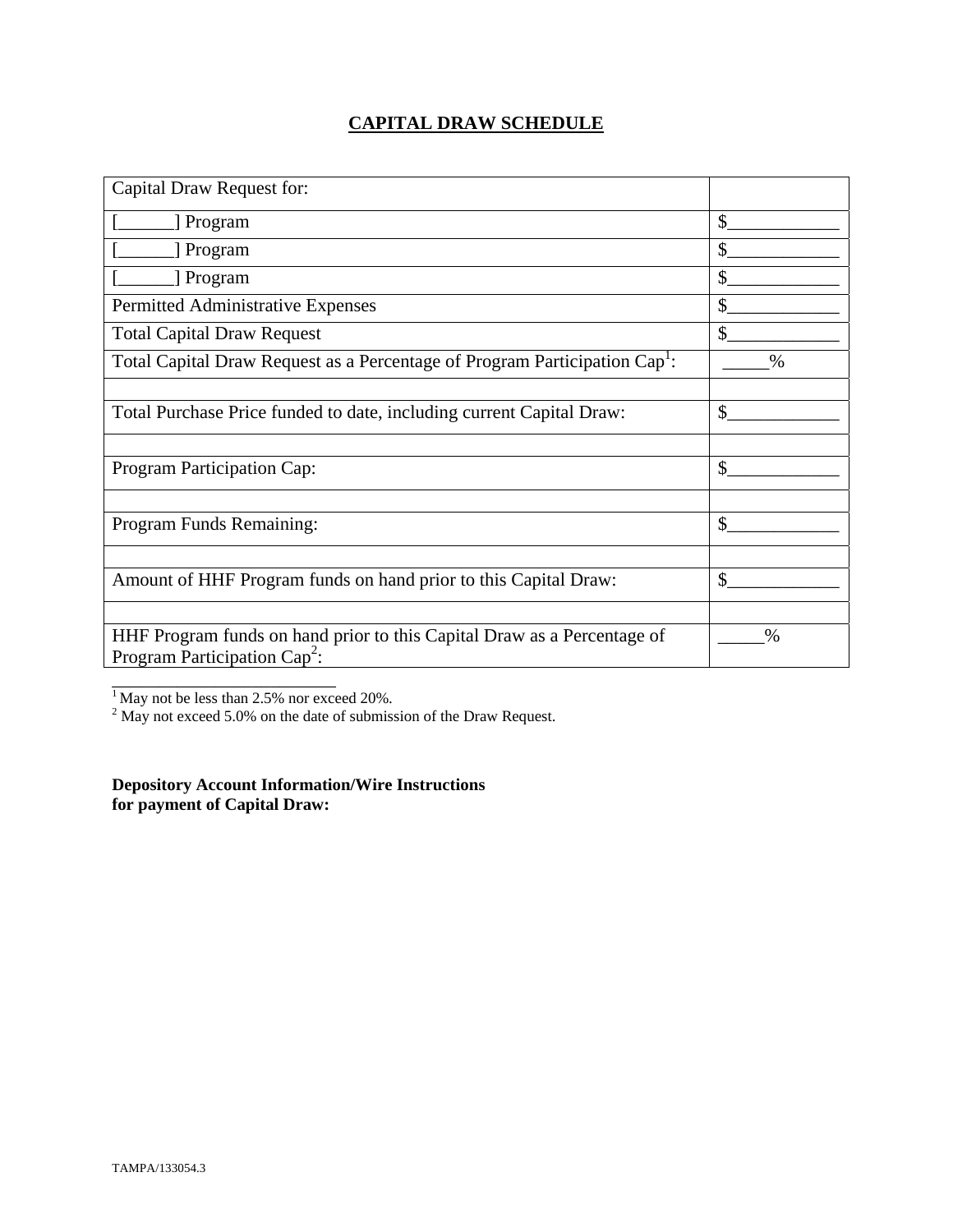# CAPITAL DRAW SCHEDULE

| Capital Draw Request for: | |
|---|---|
| [______] Program | $____________ |
| [______] Program | $____________ |
| [______] Program | $____________ |
| Permitted Administrative Expenses | $____________ |
| Total Capital Draw Request | $____________ |
| Total Capital Draw Request as a Percentage of Program Participation Cap[1]: | _____% |
| | |
| Total Purchase Price funded to date, including current Capital Draw: | $____________ |
| | |
| Program Participation Cap: | $____________ |
| | |
| Program Funds Remaining: | $____________ |
| | |
| Amount of HHF Program funds on hand prior to this Capital Draw: | $____________ |
| | |
| HHF Program funds on hand prior to this Capital Draw as a Percentage of Program Participation Cap[2]: | _____% |

[1] May not be less than 2.5% nor exceed 20%.
[2] May not exceed 5.0% on the date of submission of the Draw Request.

**Depository Account Information/Wire Instructions for payment of Capital Draw:**

TAMPA/133054.3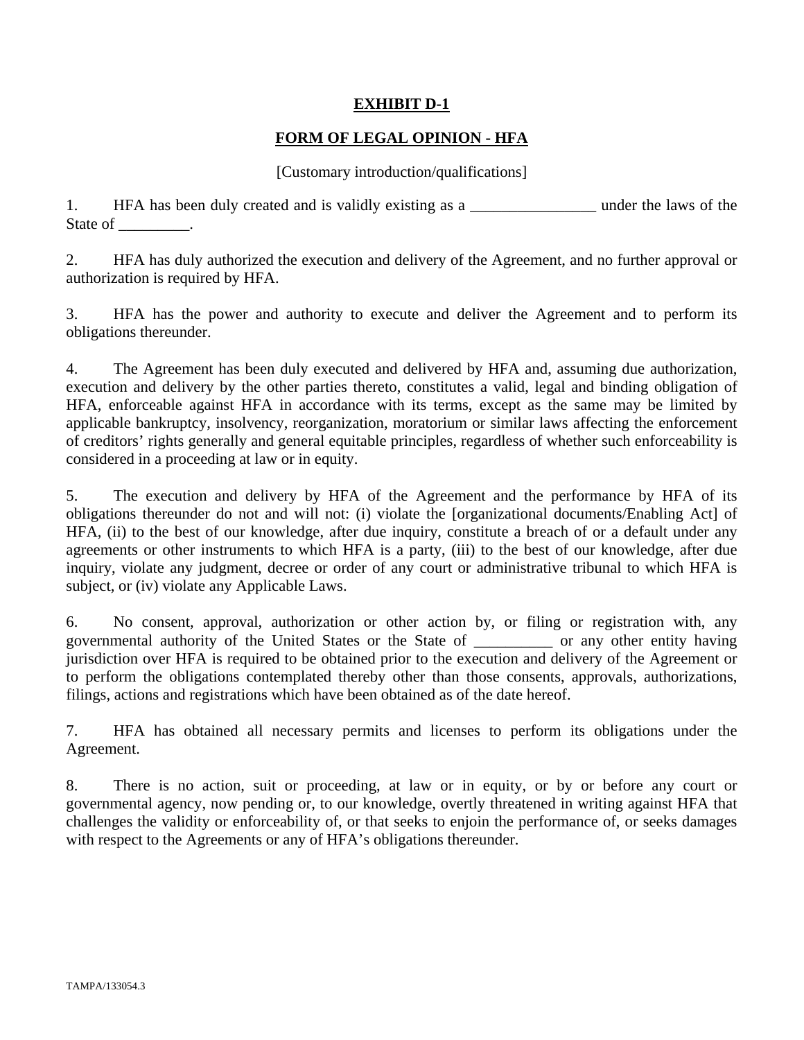# EXHIBIT D-1

## FORM OF LEGAL OPINION - HFA

[Customary introduction/qualifications]

1. HFA has been duly created and is validly existing as a ________________ under the laws of the State of _________.

2. HFA has duly authorized the execution and delivery of the Agreement, and no further approval or authorization is required by HFA.

3. HFA has the power and authority to execute and deliver the Agreement and to perform its obligations thereunder.

4. The Agreement has been duly executed and delivered by HFA and, assuming due authorization, execution and delivery by the other parties thereto, constitutes a valid, legal and binding obligation of HFA, enforceable against HFA in accordance with its terms, except as the same may be limited by applicable bankruptcy, insolvency, reorganization, moratorium or similar laws affecting the enforcement of creditors' rights generally and general equitable principles, regardless of whether such enforceability is considered in a proceeding at law or in equity.

5. The execution and delivery by HFA of the Agreement and the performance by HFA of its obligations thereunder do not and will not: (i) violate the [organizational documents/Enabling Act] of HFA, (ii) to the best of our knowledge, after due inquiry, constitute a breach of or a default under any agreements or other instruments to which HFA is a party, (iii) to the best of our knowledge, after due inquiry, violate any judgment, decree or order of any court or administrative tribunal to which HFA is subject, or (iv) violate any Applicable Laws.

6. No consent, approval, authorization or other action by, or filing or registration with, any governmental authority of the United States or the State of __________ or any other entity having jurisdiction over HFA is required to be obtained prior to the execution and delivery of the Agreement or to perform the obligations contemplated thereby other than those consents, approvals, authorizations, filings, actions and registrations which have been obtained as of the date hereof.

7. HFA has obtained all necessary permits and licenses to perform its obligations under the Agreement.

8. There is no action, suit or proceeding, at law or in equity, or by or before any court or governmental agency, now pending or, to our knowledge, overtly threatened in writing against HFA that challenges the validity or enforceability of, or that seeks to enjoin the performance of, or seeks damages with respect to the Agreements or any of HFA's obligations thereunder.

TAMPA/133054.3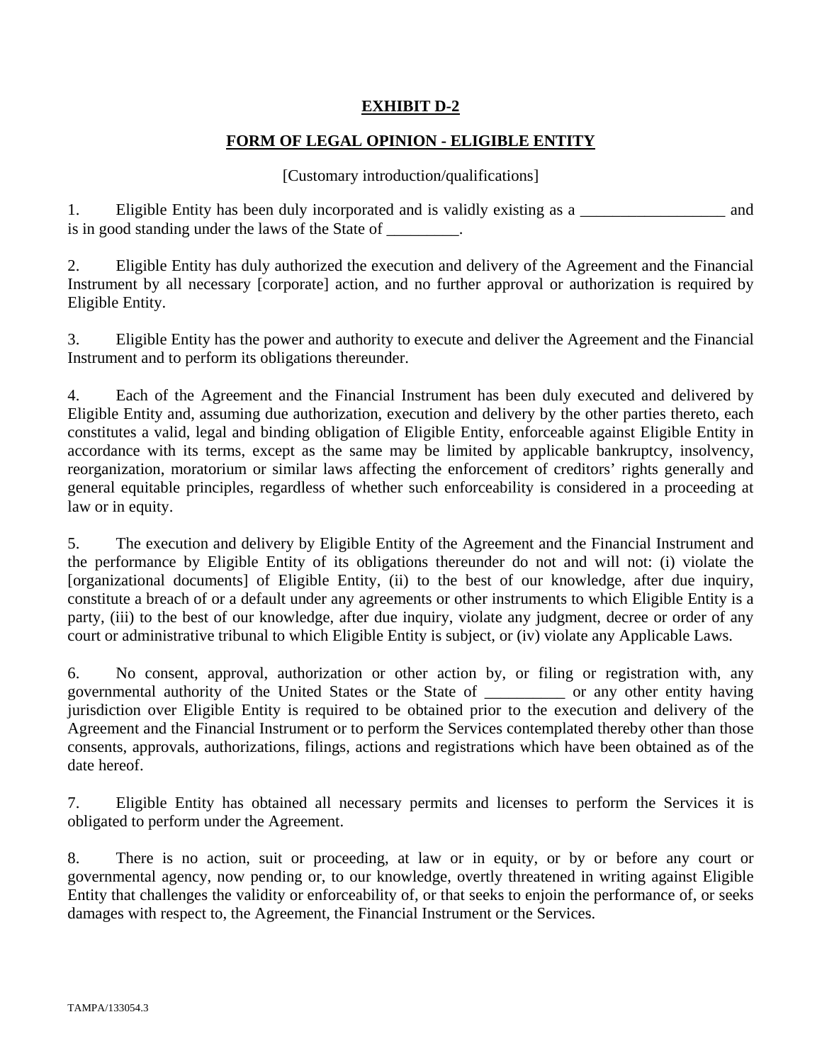# EXHIBIT D-2

## FORM OF LEGAL OPINION - ELIGIBLE ENTITY

[Customary introduction/qualifications]

1. Eligible Entity has been duly incorporated and is validly existing as a __________________ and is in good standing under the laws of the State of _________.

2. Eligible Entity has duly authorized the execution and delivery of the Agreement and the Financial Instrument by all necessary [corporate] action, and no further approval or authorization is required by Eligible Entity.

3. Eligible Entity has the power and authority to execute and deliver the Agreement and the Financial Instrument and to perform its obligations thereunder.

4. Each of the Agreement and the Financial Instrument has been duly executed and delivered by Eligible Entity and, assuming due authorization, execution and delivery by the other parties thereto, each constitutes a valid, legal and binding obligation of Eligible Entity, enforceable against Eligible Entity in accordance with its terms, except as the same may be limited by applicable bankruptcy, insolvency, reorganization, moratorium or similar laws affecting the enforcement of creditors' rights generally and general equitable principles, regardless of whether such enforceability is considered in a proceeding at law or in equity.

5. The execution and delivery by Eligible Entity of the Agreement and the Financial Instrument and the performance by Eligible Entity of its obligations thereunder do not and will not: (i) violate the [organizational documents] of Eligible Entity, (ii) to the best of our knowledge, after due inquiry, constitute a breach of or a default under any agreements or other instruments to which Eligible Entity is a party, (iii) to the best of our knowledge, after due inquiry, violate any judgment, decree or order of any court or administrative tribunal to which Eligible Entity is subject, or (iv) violate any Applicable Laws.

6. No consent, approval, authorization or other action by, or filing or registration with, any governmental authority of the United States or the State of __________ or any other entity having jurisdiction over Eligible Entity is required to be obtained prior to the execution and delivery of the Agreement and the Financial Instrument or to perform the Services contemplated thereby other than those consents, approvals, authorizations, filings, actions and registrations which have been obtained as of the date hereof.

7. Eligible Entity has obtained all necessary permits and licenses to perform the Services it is obligated to perform under the Agreement.

8. There is no action, suit or proceeding, at law or in equity, or by or before any court or governmental agency, now pending or, to our knowledge, overtly threatened in writing against Eligible Entity that challenges the validity or enforceability of, or that seeks to enjoin the performance of, or seeks damages with respect to, the Agreement, the Financial Instrument or the Services.

TAMPA/133054.3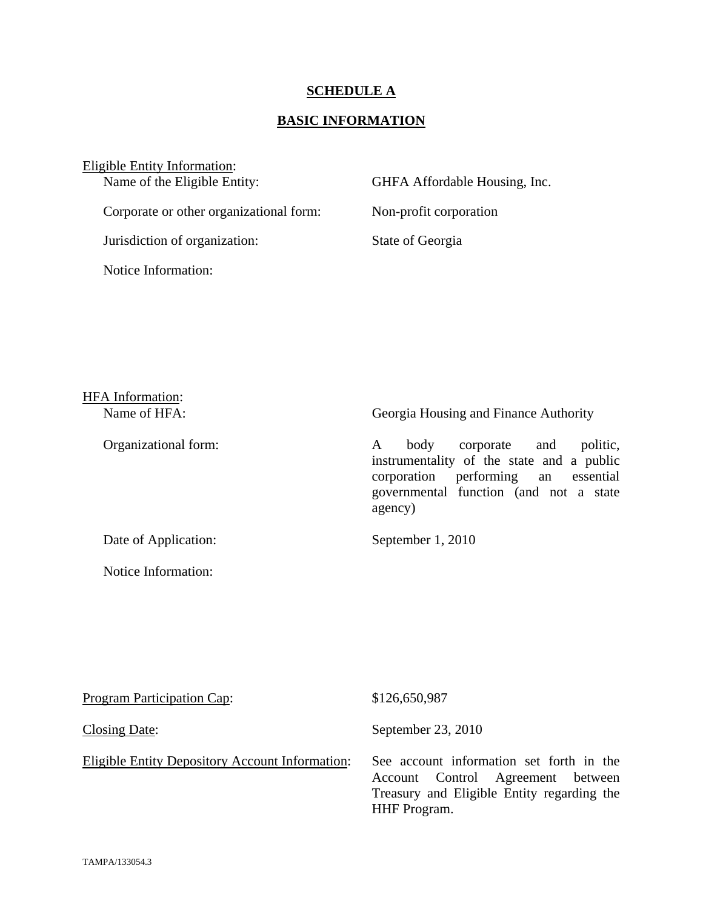# SCHEDULE A

## BASIC INFORMATION

Eligible Entity Information:

| | |
|---|---|
| Name of the Eligible Entity: | GHFA Affordable Housing, Inc. |
| Corporate or other organizational form: | Non-profit corporation |
| Jurisdiction of organization: | State of Georgia |
| Notice Information: | |

HFA Information:

| | |
|---|---|
| Name of HFA: | Georgia Housing and Finance Authority |
| Organizational form: | A body corporate and politic, instrumentality of the state and a public corporation performing an essential governmental function (and not a state agency) |
| Date of Application: | September 1, 2010 |
| Notice Information: | |

| | |
|---|---|
| Program Participation Cap: | $126,650,987 |
| Closing Date: | September 23, 2010 |
| Eligible Entity Depository Account Information: | See account information set forth in the Account Control Agreement between Treasury and Eligible Entity regarding the HHF Program. |

TAMPA/133054.3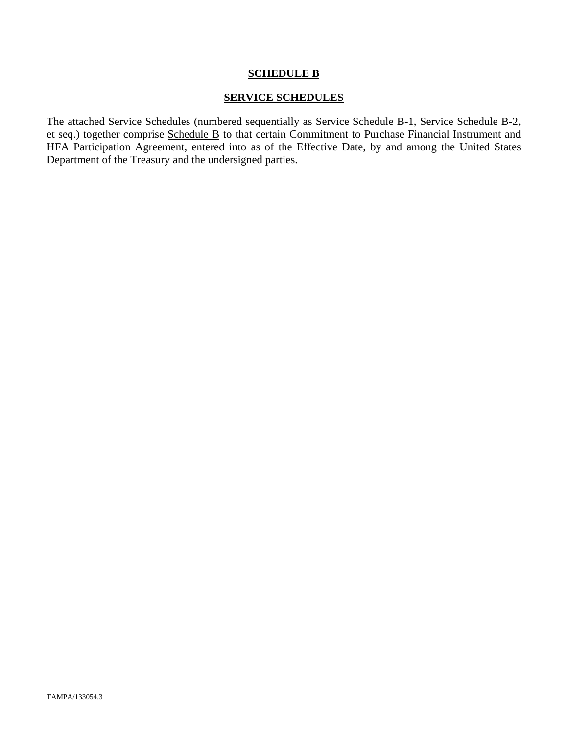# **SCHEDULE B**

## **SERVICE SCHEDULES**

The attached Service Schedules (numbered sequentially as Service Schedule B-1, Service Schedule B-2, et seq.) together comprise Schedule B to that certain Commitment to Purchase Financial Instrument and HFA Participation Agreement, entered into as of the Effective Date, by and among the United States Department of the Treasury and the undersigned parties.

TAMPA/133054.3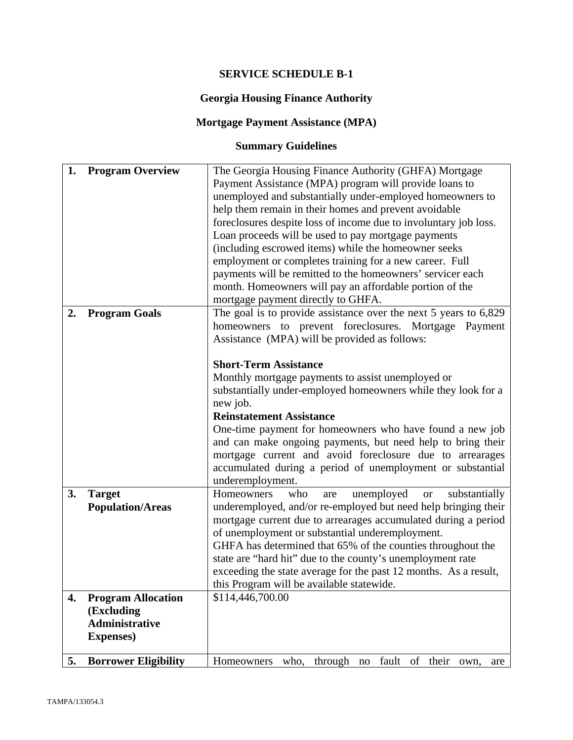# SERVICE SCHEDULE B-1

## Georgia Housing Finance Authority

## Mortgage Payment Assistance (MPA)

## Summary Guidelines

| | | |
|---|---|---|
| **1.** | **Program Overview** | The Georgia Housing Finance Authority (GHFA) Mortgage Payment Assistance (MPA) program will provide loans to unemployed and substantially under-employed homeowners to help them remain in their homes and prevent avoidable foreclosures despite loss of income due to involuntary job loss. Loan proceeds will be used to pay mortgage payments (including escrowed items) while the homeowner seeks employment or completes training for a new career. Full payments will be remitted to the homeowners' servicer each month. Homeowners will pay an affordable portion of the mortgage payment directly to GHFA. |
| **2.** | **Program Goals** | The goal is to provide assistance over the next 5 years to 6,829 homeowners to prevent foreclosures. Mortgage Payment Assistance (MPA) will be provided as follows:<br><br>**Short-Term Assistance**<br>Monthly mortgage payments to assist unemployed or substantially under-employed homeowners while they look for a new job.<br>**Reinstatement Assistance**<br>One-time payment for homeowners who have found a new job and can make ongoing payments, but need help to bring their mortgage current and avoid foreclosure due to arrearages accumulated during a period of unemployment or substantial underemployment. |
| **3.** | **Target Population/Areas** | Homeowners who are unemployed or substantially underemployed, and/or re-employed but need help bringing their mortgage current due to arrearages accumulated during a period of unemployment or substantial underemployment.<br>GHFA has determined that 65% of the counties throughout the state are "hard hit" due to the county's unemployment rate exceeding the state average for the past 12 months. As a result, this Program will be available statewide. |
| **4.** | **Program Allocation (Excluding Administrative Expenses)** | $114,446,700.00 |
| **5.** | **Borrower Eligibility** | Homeowners who, through no fault of their own, are |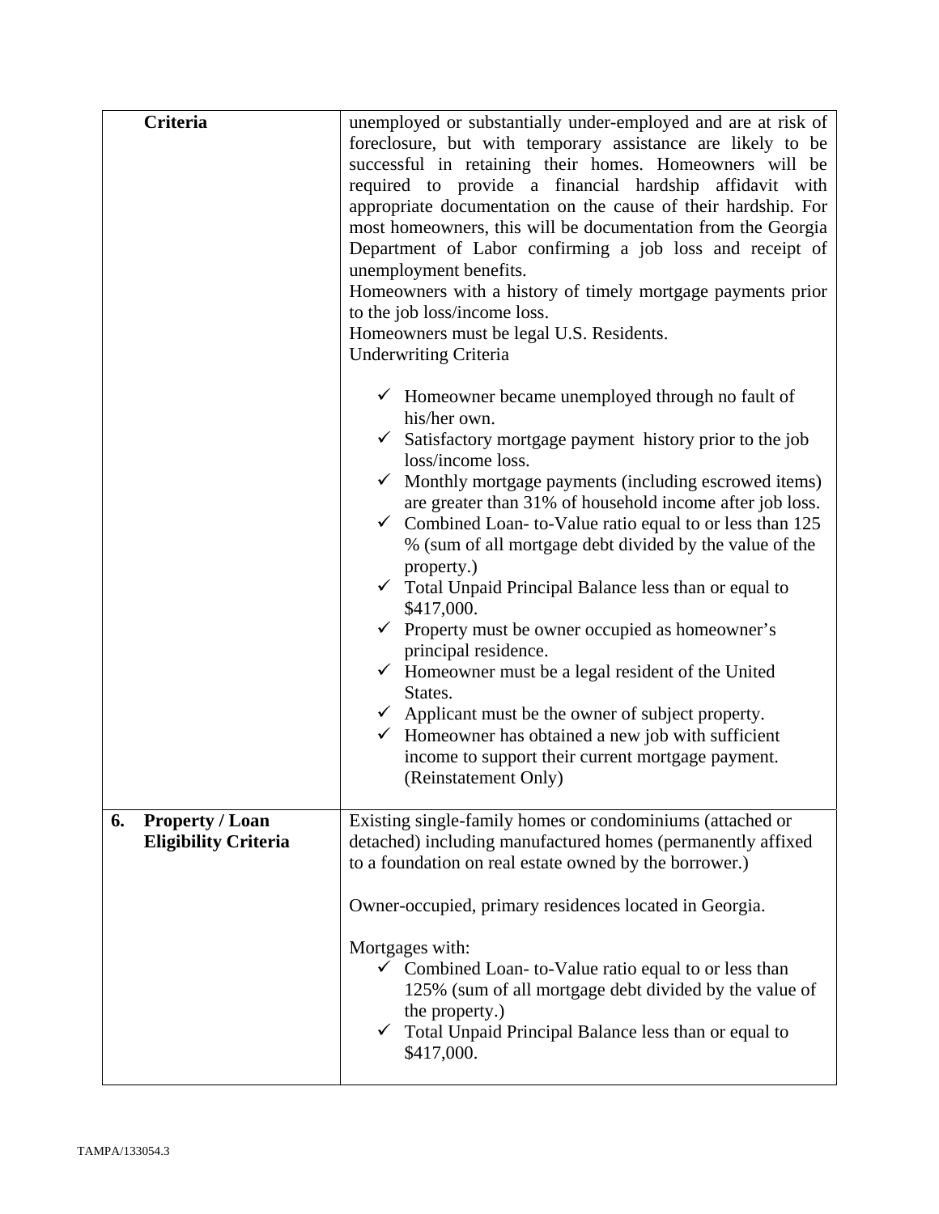| Criteria | unemployed or substantially under-employed and are at risk of foreclosure, but with temporary assistance are likely to be successful in retaining their homes. Homeowners will be required to provide a financial hardship affidavit with appropriate documentation on the cause of their hardship. For most homeowners, this will be documentation from the Georgia Department of Labor confirming a job loss and receipt of unemployment benefits.<br>Homeowners with a history of timely mortgage payments prior to the job loss/income loss.<br>Homeowners must be legal U.S. Residents.<br>Underwriting Criteria<br><br>✓ Homeowner became unemployed through no fault of his/her own.<br>✓ Satisfactory mortgage payment history prior to the job loss/income loss.<br>✓ Monthly mortgage payments (including escrowed items) are greater than 31% of household income after job loss.<br>✓ Combined Loan- to-Value ratio equal to or less than 125 % (sum of all mortgage debt divided by the value of the property.)<br>✓ Total Unpaid Principal Balance less than or equal to $417,000.<br>✓ Property must be owner occupied as homeowner's principal residence.<br>✓ Homeowner must be a legal resident of the United States.<br>✓ Applicant must be the owner of subject property.<br>✓ Homeowner has obtained a new job with sufficient income to support their current mortgage payment. (Reinstatement Only) |
|---|---|
| **6. Property / Loan Eligibility Criteria** | Existing single-family homes or condominiums (attached or detached) including manufactured homes (permanently affixed to a foundation on real estate owned by the borrower.)<br><br>Owner-occupied, primary residences located in Georgia.<br><br>Mortgages with:<br>✓ Combined Loan- to-Value ratio equal to or less than 125% (sum of all mortgage debt divided by the value of the property.)<br>✓ Total Unpaid Principal Balance less than or equal to $417,000. |

TAMPA/133054.3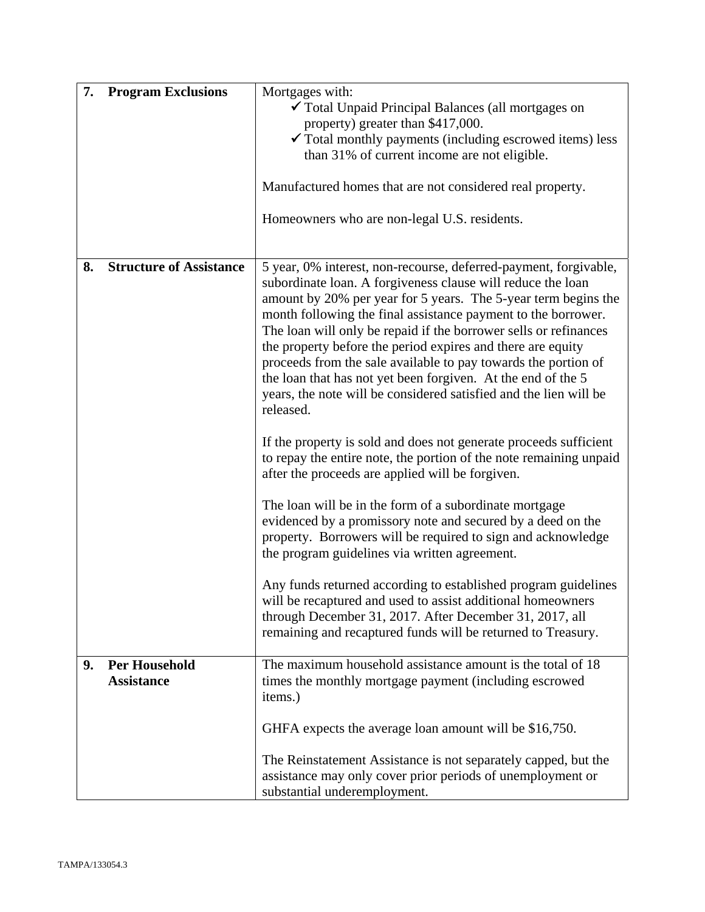| | | |
|---|---|---|
| 7. | **Program Exclusions** | Mortgages with:<br>✓ Total Unpaid Principal Balances (all mortgages on property) greater than $417,000.<br>✓ Total monthly payments (including escrowed items) less than 31% of current income are not eligible.<br><br>Manufactured homes that are not considered real property.<br><br>Homeowners who are non-legal U.S. residents. |
| 8. | **Structure of Assistance** | 5 year, 0% interest, non-recourse, deferred-payment, forgivable, subordinate loan. A forgiveness clause will reduce the loan amount by 20% per year for 5 years. The 5-year term begins the month following the final assistance payment to the borrower. The loan will only be repaid if the borrower sells or refinances the property before the period expires and there are equity proceeds from the sale available to pay towards the portion of the loan that has not yet been forgiven. At the end of the 5 years, the note will be considered satisfied and the lien will be released.<br><br>If the property is sold and does not generate proceeds sufficient to repay the entire note, the portion of the note remaining unpaid after the proceeds are applied will be forgiven.<br><br>The loan will be in the form of a subordinate mortgage evidenced by a promissory note and secured by a deed on the property. Borrowers will be required to sign and acknowledge the program guidelines via written agreement.<br><br>Any funds returned according to established program guidelines will be recaptured and used to assist additional homeowners through December 31, 2017. After December 31, 2017, all remaining and recaptured funds will be returned to Treasury. |
| 9. | **Per Household Assistance** | The maximum household assistance amount is the total of 18 times the monthly mortgage payment (including escrowed items.)<br><br>GHFA expects the average loan amount will be $16,750.<br><br>The Reinstatement Assistance is not separately capped, but the assistance may only cover prior periods of unemployment or substantial underemployment. |

TAMPA/133054.3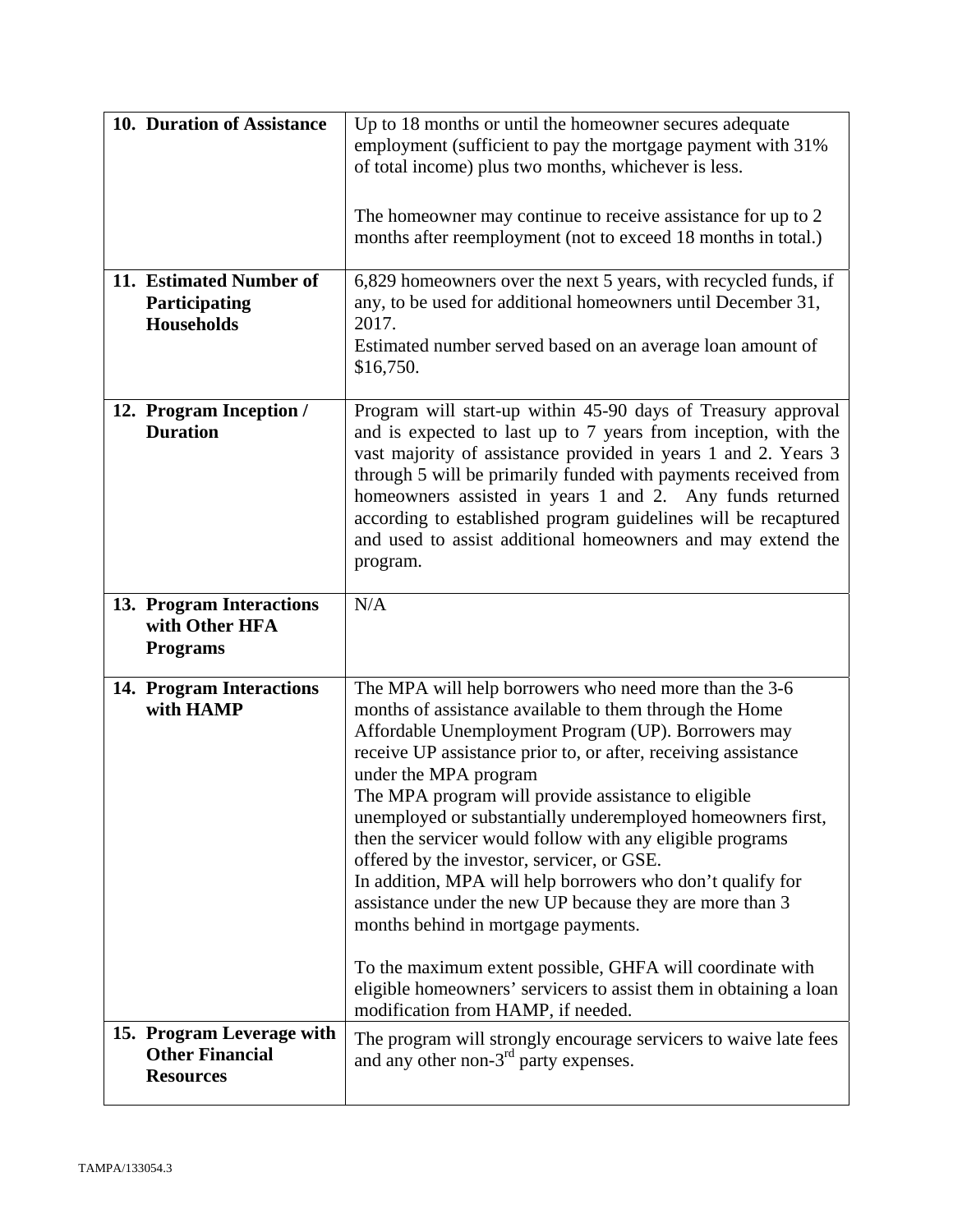| | |
|---|---|
| **10. Duration of Assistance** | Up to 18 months or until the homeowner secures adequate employment (sufficient to pay the mortgage payment with 31% of total income) plus two months, whichever is less.<br><br>The homeowner may continue to receive assistance for up to 2 months after reemployment (not to exceed 18 months in total.) |
| **11. Estimated Number of Participating Households** | 6,829 homeowners over the next 5 years, with recycled funds, if any, to be used for additional homeowners until December 31, 2017.<br>Estimated number served based on an average loan amount of $16,750. |
| **12. Program Inception / Duration** | Program will start-up within 45-90 days of Treasury approval and is expected to last up to 7 years from inception, with the vast majority of assistance provided in years 1 and 2. Years 3 through 5 will be primarily funded with payments received from homeowners assisted in years 1 and 2. Any funds returned according to established program guidelines will be recaptured and used to assist additional homeowners and may extend the program. |
| **13. Program Interactions with Other HFA Programs** | N/A |
| **14. Program Interactions with HAMP** | The MPA will help borrowers who need more than the 3-6 months of assistance available to them through the Home Affordable Unemployment Program (UP). Borrowers may receive UP assistance prior to, or after, receiving assistance under the MPA program<br>The MPA program will provide assistance to eligible unemployed or substantially underemployed homeowners first, then the servicer would follow with any eligible programs offered by the investor, servicer, or GSE.<br>In addition, MPA will help borrowers who don't qualify for assistance under the new UP because they are more than 3 months behind in mortgage payments.<br><br>To the maximum extent possible, GHFA will coordinate with eligible homeowners' servicers to assist them in obtaining a loan modification from HAMP, if needed. |
| **15. Program Leverage with Other Financial Resources** | The program will strongly encourage servicers to waive late fees and any other non-3rd party expenses. |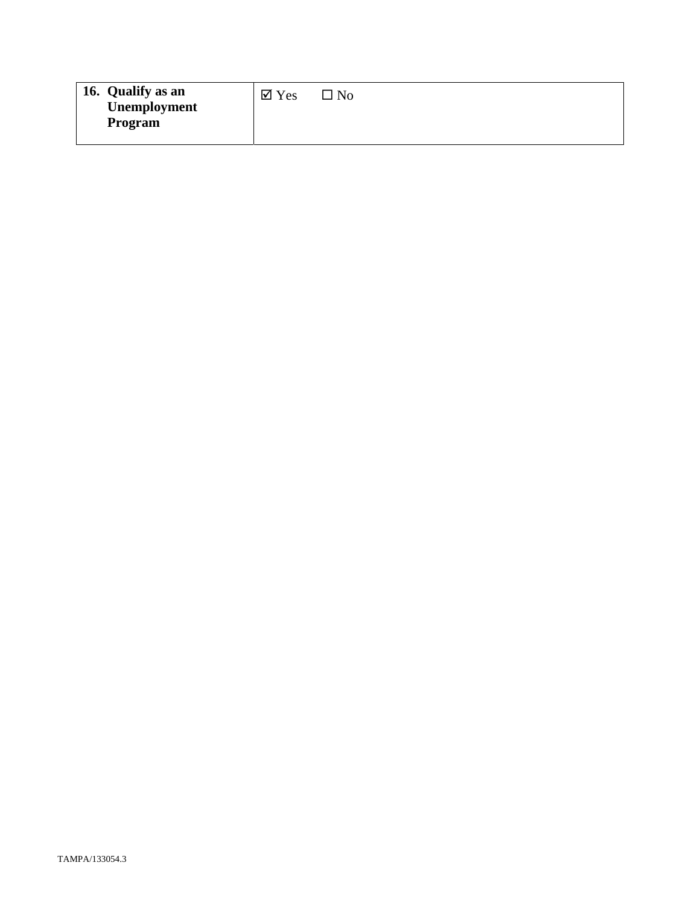| **16. Qualify as an Unemployment Program** | ☑ Yes ☐ No |
|---|---|

TAMPA/133054.3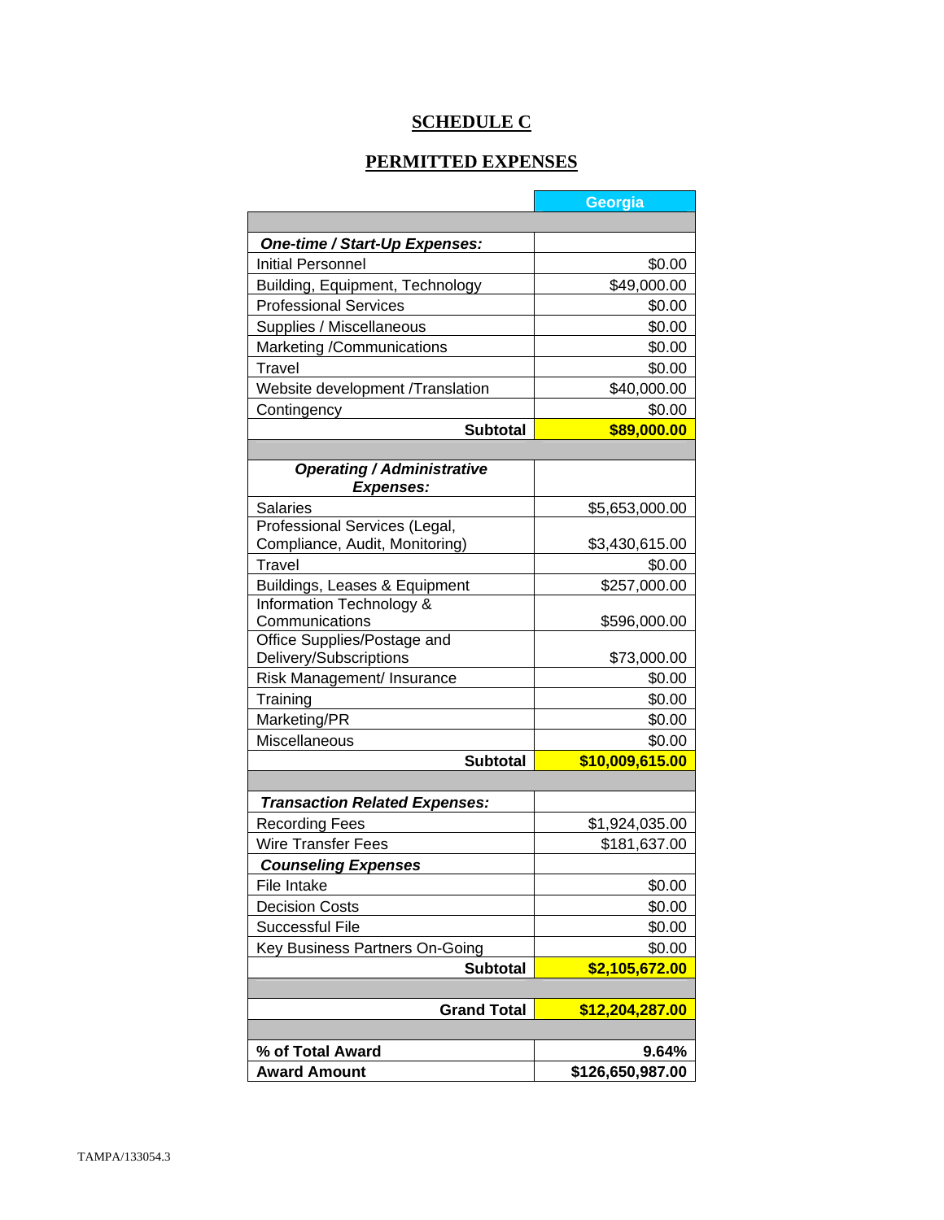# SCHEDULE C

## PERMITTED EXPENSES

| | Georgia |
|---|---|
| | |
| ***One-time / Start-Up Expenses:*** | |
| Initial Personnel | $0.00 |
| Building, Equipment, Technology | $49,000.00 |
| Professional Services | $0.00 |
| Supplies / Miscellaneous | $0.00 |
| Marketing /Communications | $0.00 |
| Travel | $0.00 |
| Website development /Translation | $40,000.00 |
| Contingency | $0.00 |
| **Subtotal** | **$89,000.00** |
| | |
| ***Operating / Administrative Expenses:*** | |
| Salaries | $5,653,000.00 |
| Professional Services (Legal, Compliance, Audit, Monitoring) | $3,430,615.00 |
| Travel | $0.00 |
| Buildings, Leases & Equipment | $257,000.00 |
| Information Technology & Communications | $596,000.00 |
| Office Supplies/Postage and Delivery/Subscriptions | $73,000.00 |
| Risk Management/ Insurance | $0.00 |
| Training | $0.00 |
| Marketing/PR | $0.00 |
| Miscellaneous | $0.00 |
| **Subtotal** | **$10,009,615.00** |
| | |
| ***Transaction Related Expenses:*** | |
| Recording Fees | $1,924,035.00 |
| Wire Transfer Fees | $181,637.00 |
| ***Counseling Expenses*** | |
| File Intake | $0.00 |
| Decision Costs | $0.00 |
| Successful File | $0.00 |
| Key Business Partners On-Going | $0.00 |
| **Subtotal** | **$2,105,672.00** |
| | |
| **Grand Total** | **$12,204,287.00** |
| | |
| **% of Total Award** | **9.64%** |
| **Award Amount** | **$126,650,987.00** |

TAMPA/133054.3